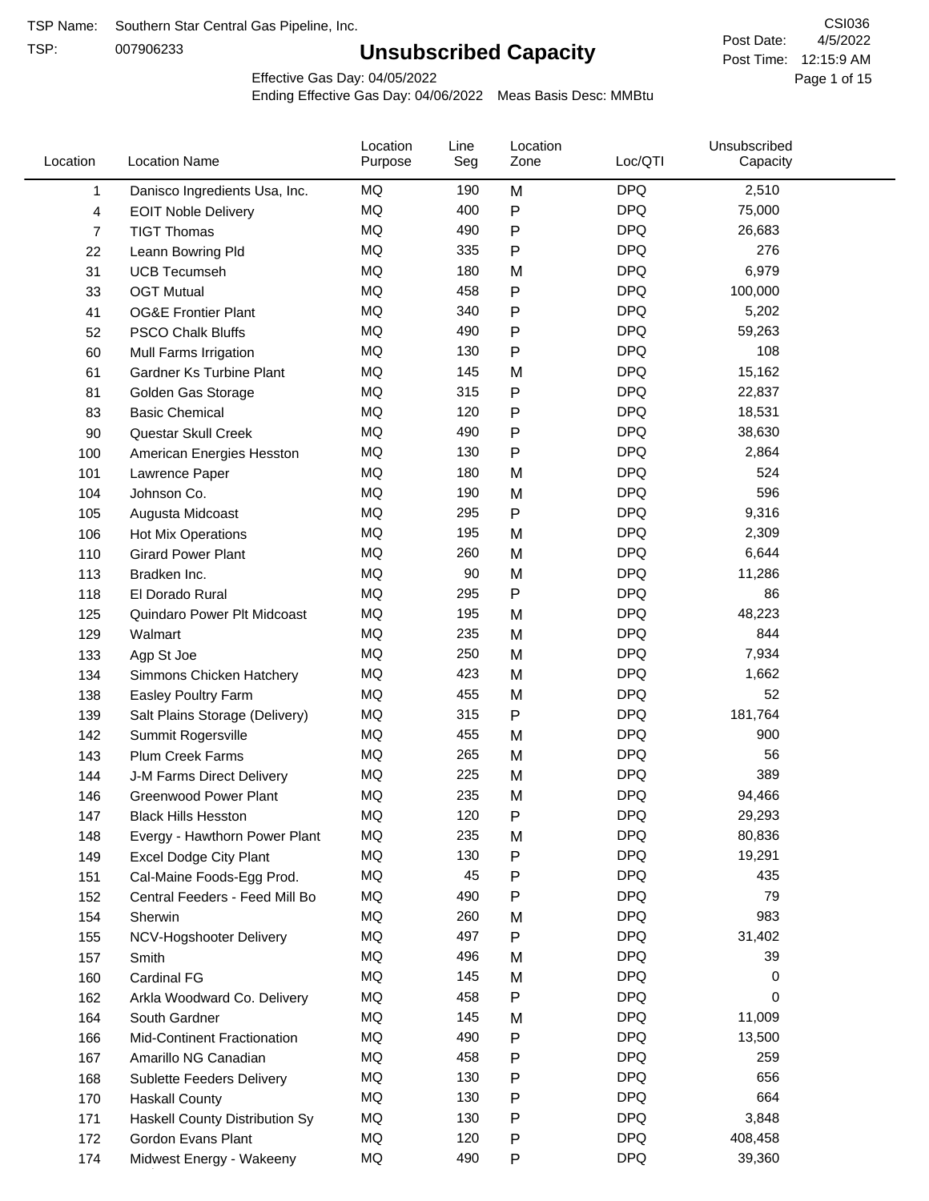TSP Name: Southern Star Central Gas Pipeline, Inc.

TSP: 007906233

# Unsubscribed Capacity

CSI036

Post Date: 4/5/2022

Post Time: 12:15:9 AM

Effective Gas Day: 04/05/2022

Ending Effective Gas Day: 04/06/2022 Meas Basis Desc: MMBtu

| Location | Location Name | Location Purpose | Line Seg | Location Zone | Loc/QTI | Unsubscribed Capacity |
|---|---|---|---|---|---|---|
| 1 | Danisco Ingredients Usa, Inc. | MQ | 190 | M | DPQ | 2,510 |
| 4 | EOIT Noble Delivery | MQ | 400 | P | DPQ | 75,000 |
| 7 | TIGT Thomas | MQ | 490 | P | DPQ | 26,683 |
| 22 | Leann Bowring Pld | MQ | 335 | P | DPQ | 276 |
| 31 | UCB Tecumseh | MQ | 180 | M | DPQ | 6,979 |
| 33 | OGT Mutual | MQ | 458 | P | DPQ | 100,000 |
| 41 | OG&E Frontier Plant | MQ | 340 | P | DPQ | 5,202 |
| 52 | PSCO Chalk Bluffs | MQ | 490 | P | DPQ | 59,263 |
| 60 | Mull Farms Irrigation | MQ | 130 | P | DPQ | 108 |
| 61 | Gardner Ks Turbine Plant | MQ | 145 | M | DPQ | 15,162 |
| 81 | Golden Gas Storage | MQ | 315 | P | DPQ | 22,837 |
| 83 | Basic Chemical | MQ | 120 | P | DPQ | 18,531 |
| 90 | Questar Skull Creek | MQ | 490 | P | DPQ | 38,630 |
| 100 | American Energies Hesston | MQ | 130 | P | DPQ | 2,864 |
| 101 | Lawrence Paper | MQ | 180 | M | DPQ | 524 |
| 104 | Johnson Co. | MQ | 190 | M | DPQ | 596 |
| 105 | Augusta Midcoast | MQ | 295 | P | DPQ | 9,316 |
| 106 | Hot Mix Operations | MQ | 195 | M | DPQ | 2,309 |
| 110 | Girard Power Plant | MQ | 260 | M | DPQ | 6,644 |
| 113 | Bradken Inc. | MQ | 90 | M | DPQ | 11,286 |
| 118 | El Dorado Rural | MQ | 295 | P | DPQ | 86 |
| 125 | Quindaro Power Plt Midcoast | MQ | 195 | M | DPQ | 48,223 |
| 129 | Walmart | MQ | 235 | M | DPQ | 844 |
| 133 | Agp St Joe | MQ | 250 | M | DPQ | 7,934 |
| 134 | Simmons Chicken Hatchery | MQ | 423 | M | DPQ | 1,662 |
| 138 | Easley Poultry Farm | MQ | 455 | M | DPQ | 52 |
| 139 | Salt Plains Storage (Delivery) | MQ | 315 | P | DPQ | 181,764 |
| 142 | Summit Rogersville | MQ | 455 | M | DPQ | 900 |
| 143 | Plum Creek Farms | MQ | 265 | M | DPQ | 56 |
| 144 | J-M Farms Direct Delivery | MQ | 225 | M | DPQ | 389 |
| 146 | Greenwood Power Plant | MQ | 235 | M | DPQ | 94,466 |
| 147 | Black Hills Hesston | MQ | 120 | P | DPQ | 29,293 |
| 148 | Evergy - Hawthorn Power Plant | MQ | 235 | M | DPQ | 80,836 |
| 149 | Excel Dodge City Plant | MQ | 130 | P | DPQ | 19,291 |
| 151 | Cal-Maine Foods-Egg Prod. | MQ | 45 | P | DPQ | 435 |
| 152 | Central Feeders - Feed Mill Bo | MQ | 490 | P | DPQ | 79 |
| 154 | Sherwin | MQ | 260 | M | DPQ | 983 |
| 155 | NCV-Hogshooter Delivery | MQ | 497 | P | DPQ | 31,402 |
| 157 | Smith | MQ | 496 | M | DPQ | 39 |
| 160 | Cardinal FG | MQ | 145 | M | DPQ | 0 |
| 162 | Arkla Woodward Co. Delivery | MQ | 458 | P | DPQ | 0 |
| 164 | South Gardner | MQ | 145 | M | DPQ | 11,009 |
| 166 | Mid-Continent Fractionation | MQ | 490 | P | DPQ | 13,500 |
| 167 | Amarillo NG Canadian | MQ | 458 | P | DPQ | 259 |
| 168 | Sublette Feeders Delivery | MQ | 130 | P | DPQ | 656 |
| 170 | Haskall County | MQ | 130 | P | DPQ | 664 |
| 171 | Haskall County Distribution Sy | MQ | 130 | P | DPQ | 3,848 |
| 172 | Gordon Evans Plant | MQ | 120 | P | DPQ | 408,458 |
| 174 | Midwest Energy - Wakeeny | MQ | 490 | P | DPQ | 39,360 |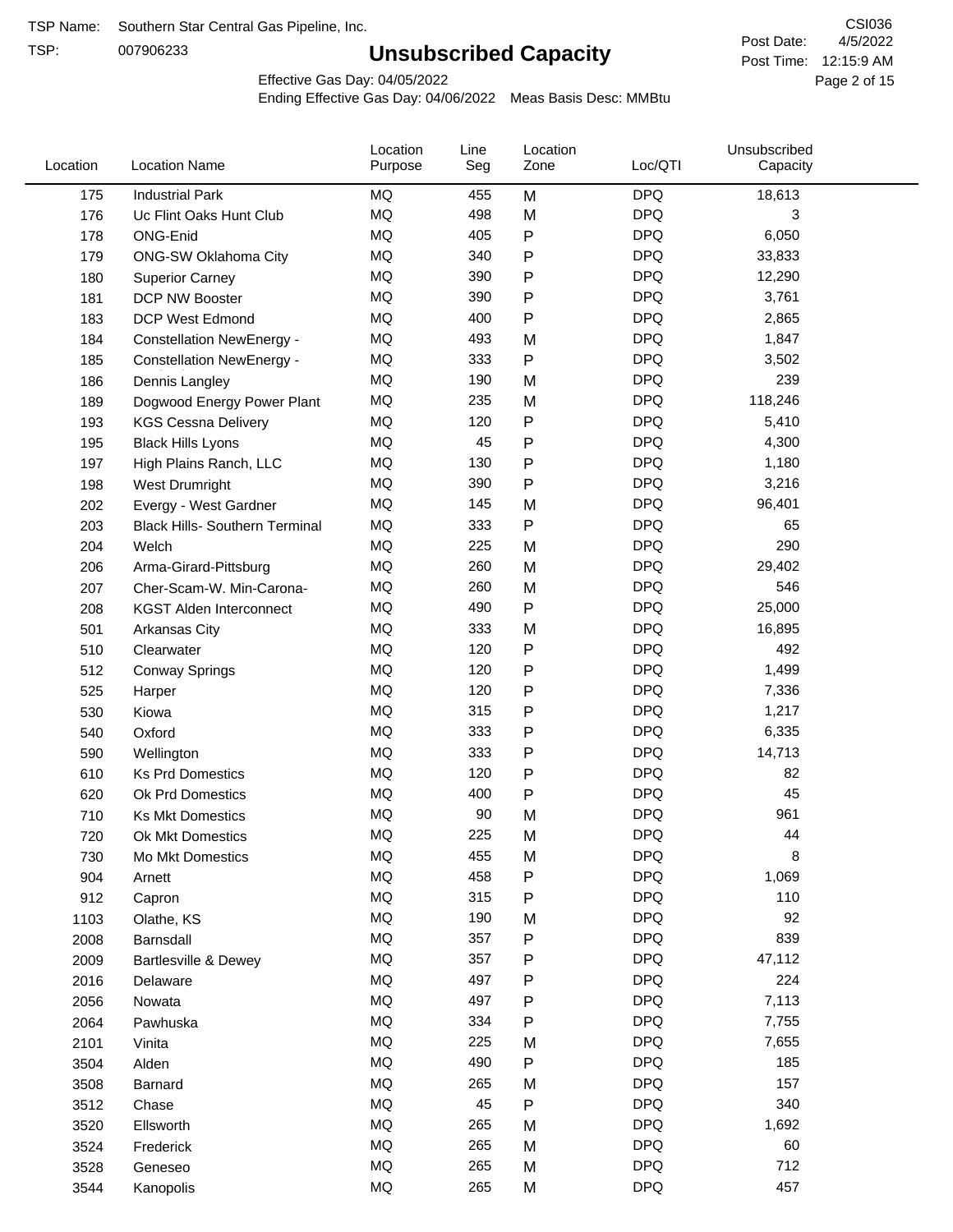TSP Name: Southern Star Central Gas Pipeline, Inc.

TSP: 007906233

# Unsubscribed Capacity

CSI036

Post Date: 4/5/2022

Post Time: 12:15:9 AM

Effective Gas Day: 04/05/2022

Ending Effective Gas Day: 04/06/2022 Meas Basis Desc: MMBtu

| Location | Location Name | Location Purpose | Line Seg | Location Zone | Loc/QTI | Unsubscribed Capacity |
|---|---|---|---|---|---|---|
| 175 | Industrial Park | MQ | 455 | M | DPQ | 18,613 |
| 176 | Uc Flint Oaks Hunt Club | MQ | 498 | M | DPQ | 3 |
| 178 | ONG-Enid | MQ | 405 | P | DPQ | 6,050 |
| 179 | ONG-SW Oklahoma City | MQ | 340 | P | DPQ | 33,833 |
| 180 | Superior Carney | MQ | 390 | P | DPQ | 12,290 |
| 181 | DCP NW Booster | MQ | 390 | P | DPQ | 3,761 |
| 183 | DCP West Edmond | MQ | 400 | P | DPQ | 2,865 |
| 184 | Constellation NewEnergy - | MQ | 493 | M | DPQ | 1,847 |
| 185 | Constellation NewEnergy - | MQ | 333 | P | DPQ | 3,502 |
| 186 | Dennis Langley | MQ | 190 | M | DPQ | 239 |
| 189 | Dogwood Energy Power Plant | MQ | 235 | M | DPQ | 118,246 |
| 193 | KGS Cessna Delivery | MQ | 120 | P | DPQ | 5,410 |
| 195 | Black Hills Lyons | MQ | 45 | P | DPQ | 4,300 |
| 197 | High Plains Ranch, LLC | MQ | 130 | P | DPQ | 1,180 |
| 198 | West Drumright | MQ | 390 | P | DPQ | 3,216 |
| 202 | Evergy - West Gardner | MQ | 145 | M | DPQ | 96,401 |
| 203 | Black Hills- Southern Terminal | MQ | 333 | P | DPQ | 65 |
| 204 | Welch | MQ | 225 | M | DPQ | 290 |
| 206 | Arma-Girard-Pittsburg | MQ | 260 | M | DPQ | 29,402 |
| 207 | Cher-Scam-W. Min-Carona- | MQ | 260 | M | DPQ | 546 |
| 208 | KGST Alden Interconnect | MQ | 490 | P | DPQ | 25,000 |
| 501 | Arkansas City | MQ | 333 | M | DPQ | 16,895 |
| 510 | Clearwater | MQ | 120 | P | DPQ | 492 |
| 512 | Conway Springs | MQ | 120 | P | DPQ | 1,499 |
| 525 | Harper | MQ | 120 | P | DPQ | 7,336 |
| 530 | Kiowa | MQ | 315 | P | DPQ | 1,217 |
| 540 | Oxford | MQ | 333 | P | DPQ | 6,335 |
| 590 | Wellington | MQ | 333 | P | DPQ | 14,713 |
| 610 | Ks Prd Domestics | MQ | 120 | P | DPQ | 82 |
| 620 | Ok Prd Domestics | MQ | 400 | P | DPQ | 45 |
| 710 | Ks Mkt Domestics | MQ | 90 | M | DPQ | 961 |
| 720 | Ok Mkt Domestics | MQ | 225 | M | DPQ | 44 |
| 730 | Mo Mkt Domestics | MQ | 455 | M | DPQ | 8 |
| 904 | Arnett | MQ | 458 | P | DPQ | 1,069 |
| 912 | Capron | MQ | 315 | P | DPQ | 110 |
| 1103 | Olathe, KS | MQ | 190 | M | DPQ | 92 |
| 2008 | Barnsdall | MQ | 357 | P | DPQ | 839 |
| 2009 | Bartlesville & Dewey | MQ | 357 | P | DPQ | 47,112 |
| 2016 | Delaware | MQ | 497 | P | DPQ | 224 |
| 2056 | Nowata | MQ | 497 | P | DPQ | 7,113 |
| 2064 | Pawhuska | MQ | 334 | P | DPQ | 7,755 |
| 2101 | Vinita | MQ | 225 | M | DPQ | 7,655 |
| 3504 | Alden | MQ | 490 | P | DPQ | 185 |
| 3508 | Barnard | MQ | 265 | M | DPQ | 157 |
| 3512 | Chase | MQ | 45 | P | DPQ | 340 |
| 3520 | Ellsworth | MQ | 265 | M | DPQ | 1,692 |
| 3524 | Frederick | MQ | 265 | M | DPQ | 60 |
| 3528 | Geneseo | MQ | 265 | M | DPQ | 712 |
| 3544 | Kanopolis | MQ | 265 | M | DPQ | 457 |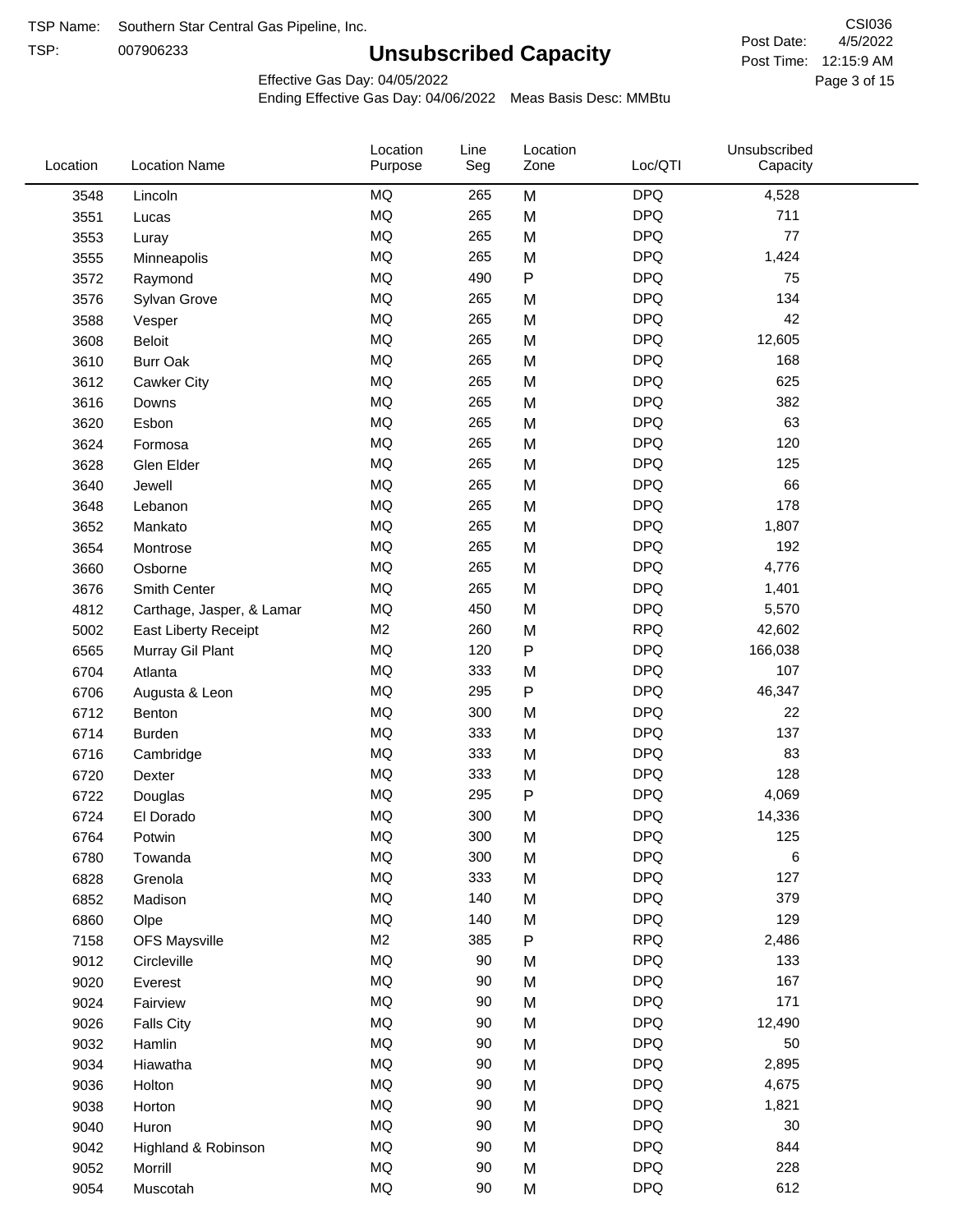TSP Name: Southern Star Central Gas Pipeline, Inc.
TSP: 007906233

# Unsubscribed Capacity

CSI036
Post Date: 4/5/2022
Post Time: 12:15:9 AM

Effective Gas Day: 04/05/2022
Ending Effective Gas Day: 04/06/2022 Meas Basis Desc: MMBtu

| Location | Location Name | Location Purpose | Line Seg | Location Zone | Loc/QTI | Unsubscribed Capacity |
|---|---|---|---|---|---|---|
| 3548 | Lincoln | MQ | 265 | M | DPQ | 4,528 |
| 3551 | Lucas | MQ | 265 | M | DPQ | 711 |
| 3553 | Luray | MQ | 265 | M | DPQ | 77 |
| 3555 | Minneapolis | MQ | 265 | M | DPQ | 1,424 |
| 3572 | Raymond | MQ | 490 | P | DPQ | 75 |
| 3576 | Sylvan Grove | MQ | 265 | M | DPQ | 134 |
| 3588 | Vesper | MQ | 265 | M | DPQ | 42 |
| 3608 | Beloit | MQ | 265 | M | DPQ | 12,605 |
| 3610 | Burr Oak | MQ | 265 | M | DPQ | 168 |
| 3612 | Cawker City | MQ | 265 | M | DPQ | 625 |
| 3616 | Downs | MQ | 265 | M | DPQ | 382 |
| 3620 | Esbon | MQ | 265 | M | DPQ | 63 |
| 3624 | Formosa | MQ | 265 | M | DPQ | 120 |
| 3628 | Glen Elder | MQ | 265 | M | DPQ | 125 |
| 3640 | Jewell | MQ | 265 | M | DPQ | 66 |
| 3648 | Lebanon | MQ | 265 | M | DPQ | 178 |
| 3652 | Mankato | MQ | 265 | M | DPQ | 1,807 |
| 3654 | Montrose | MQ | 265 | M | DPQ | 192 |
| 3660 | Osborne | MQ | 265 | M | DPQ | 4,776 |
| 3676 | Smith Center | MQ | 265 | M | DPQ | 1,401 |
| 4812 | Carthage, Jasper, & Lamar | MQ | 450 | M | DPQ | 5,570 |
| 5002 | East Liberty Receipt | M2 | 260 | M | RPQ | 42,602 |
| 6565 | Murray Gil Plant | MQ | 120 | P | DPQ | 166,038 |
| 6704 | Atlanta | MQ | 333 | M | DPQ | 107 |
| 6706 | Augusta & Leon | MQ | 295 | P | DPQ | 46,347 |
| 6712 | Benton | MQ | 300 | M | DPQ | 22 |
| 6714 | Burden | MQ | 333 | M | DPQ | 137 |
| 6716 | Cambridge | MQ | 333 | M | DPQ | 83 |
| 6720 | Dexter | MQ | 333 | M | DPQ | 128 |
| 6722 | Douglas | MQ | 295 | P | DPQ | 4,069 |
| 6724 | El Dorado | MQ | 300 | M | DPQ | 14,336 |
| 6764 | Potwin | MQ | 300 | M | DPQ | 125 |
| 6780 | Towanda | MQ | 300 | M | DPQ | 6 |
| 6828 | Grenola | MQ | 333 | M | DPQ | 127 |
| 6852 | Madison | MQ | 140 | M | DPQ | 379 |
| 6860 | Olpe | MQ | 140 | M | DPQ | 129 |
| 7158 | OFS Maysville | M2 | 385 | P | RPQ | 2,486 |
| 9012 | Circleville | MQ | 90 | M | DPQ | 133 |
| 9020 | Everest | MQ | 90 | M | DPQ | 167 |
| 9024 | Fairview | MQ | 90 | M | DPQ | 171 |
| 9026 | Falls City | MQ | 90 | M | DPQ | 12,490 |
| 9032 | Hamlin | MQ | 90 | M | DPQ | 50 |
| 9034 | Hiawatha | MQ | 90 | M | DPQ | 2,895 |
| 9036 | Holton | MQ | 90 | M | DPQ | 4,675 |
| 9038 | Horton | MQ | 90 | M | DPQ | 1,821 |
| 9040 | Huron | MQ | 90 | M | DPQ | 30 |
| 9042 | Highland & Robinson | MQ | 90 | M | DPQ | 844 |
| 9052 | Morrill | MQ | 90 | M | DPQ | 228 |
| 9054 | Muscotah | MQ | 90 | M | DPQ | 612 |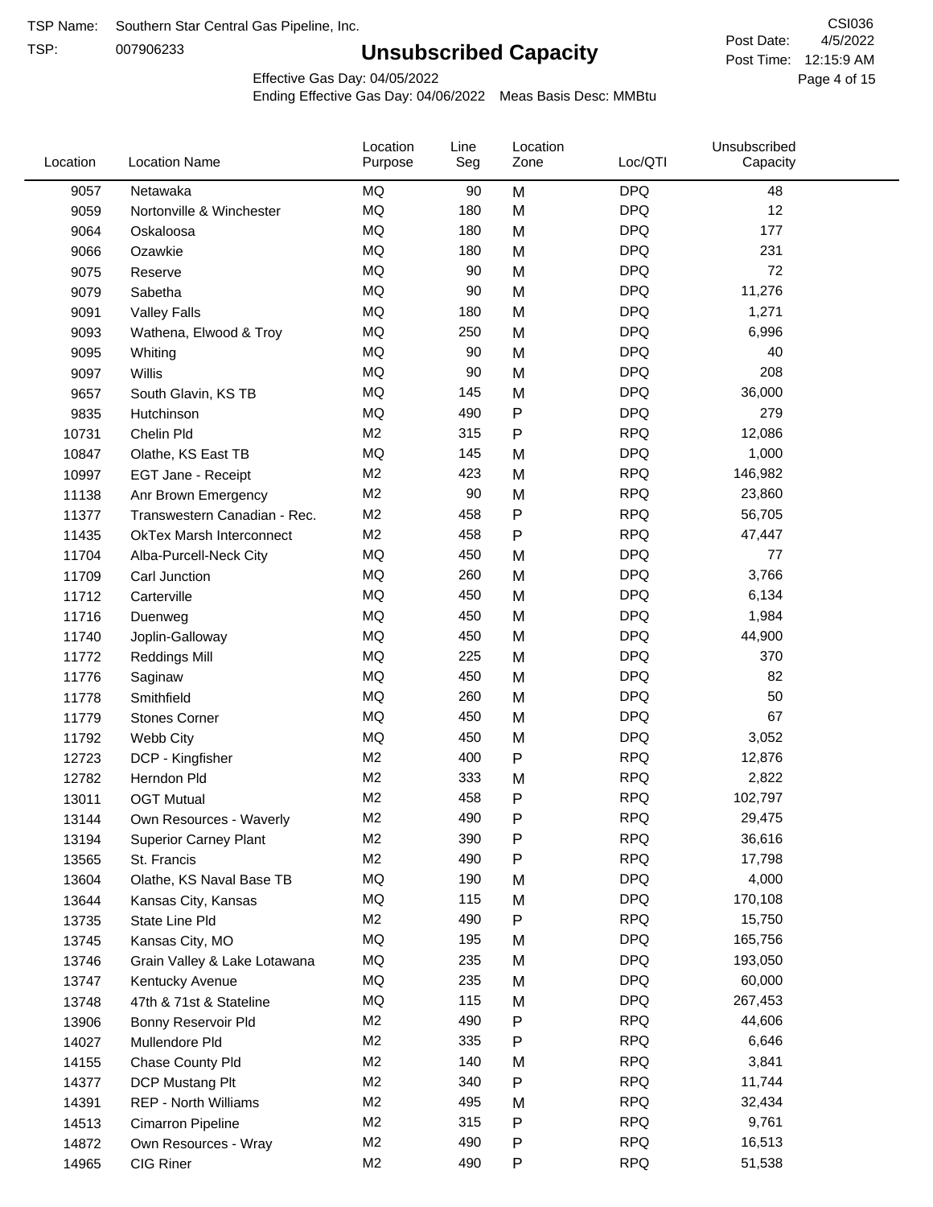TSP Name: Southern Star Central Gas Pipeline, Inc.

TSP: 007906233

# Unsubscribed Capacity

CSI036

Post Date: 4/5/2022

Post Time: 12:15:9 AM

Effective Gas Day: 04/05/2022

Ending Effective Gas Day: 04/06/2022 Meas Basis Desc: MMBtu

| Location | Location Name | Location Purpose | Line Seg | Location Zone | Loc/QTI | Unsubscribed Capacity |
|---|---|---|---|---|---|---|
| 9057 | Netawaka | MQ | 90 | M | DPQ | 48 |
| 9059 | Nortonville & Winchester | MQ | 180 | M | DPQ | 12 |
| 9064 | Oskaloosa | MQ | 180 | M | DPQ | 177 |
| 9066 | Ozawkie | MQ | 180 | M | DPQ | 231 |
| 9075 | Reserve | MQ | 90 | M | DPQ | 72 |
| 9079 | Sabetha | MQ | 90 | M | DPQ | 11,276 |
| 9091 | Valley Falls | MQ | 180 | M | DPQ | 1,271 |
| 9093 | Wathena, Elwood & Troy | MQ | 250 | M | DPQ | 6,996 |
| 9095 | Whiting | MQ | 90 | M | DPQ | 40 |
| 9097 | Willis | MQ | 90 | M | DPQ | 208 |
| 9657 | South Glavin, KS TB | MQ | 145 | M | DPQ | 36,000 |
| 9835 | Hutchinson | MQ | 490 | P | DPQ | 279 |
| 10731 | Chelin Pld | M2 | 315 | P | RPQ | 12,086 |
| 10847 | Olathe, KS East TB | MQ | 145 | M | DPQ | 1,000 |
| 10997 | EGT Jane - Receipt | M2 | 423 | M | RPQ | 146,982 |
| 11138 | Anr Brown Emergency | M2 | 90 | M | RPQ | 23,860 |
| 11377 | Transwestern Canadian - Rec. | M2 | 458 | P | RPQ | 56,705 |
| 11435 | OkTex Marsh Interconnect | M2 | 458 | P | RPQ | 47,447 |
| 11704 | Alba-Purcell-Neck City | MQ | 450 | M | DPQ | 77 |
| 11709 | Carl Junction | MQ | 260 | M | DPQ | 3,766 |
| 11712 | Carterville | MQ | 450 | M | DPQ | 6,134 |
| 11716 | Duenweg | MQ | 450 | M | DPQ | 1,984 |
| 11740 | Joplin-Galloway | MQ | 450 | M | DPQ | 44,900 |
| 11772 | Reddings Mill | MQ | 225 | M | DPQ | 370 |
| 11776 | Saginaw | MQ | 450 | M | DPQ | 82 |
| 11778 | Smithfield | MQ | 260 | M | DPQ | 50 |
| 11779 | Stones Corner | MQ | 450 | M | DPQ | 67 |
| 11792 | Webb City | MQ | 450 | M | DPQ | 3,052 |
| 12723 | DCP - Kingfisher | M2 | 400 | P | RPQ | 12,876 |
| 12782 | Herndon Pld | M2 | 333 | M | RPQ | 2,822 |
| 13011 | OGT Mutual | M2 | 458 | P | RPQ | 102,797 |
| 13144 | Own Resources - Waverly | M2 | 490 | P | RPQ | 29,475 |
| 13194 | Superior Carney Plant | M2 | 390 | P | RPQ | 36,616 |
| 13565 | St. Francis | M2 | 490 | P | RPQ | 17,798 |
| 13604 | Olathe, KS Naval Base TB | MQ | 190 | M | DPQ | 4,000 |
| 13644 | Kansas City, Kansas | MQ | 115 | M | DPQ | 170,108 |
| 13735 | State Line Pld | M2 | 490 | P | RPQ | 15,750 |
| 13745 | Kansas City, MO | MQ | 195 | M | DPQ | 165,756 |
| 13746 | Grain Valley & Lake Lotawana | MQ | 235 | M | DPQ | 193,050 |
| 13747 | Kentucky Avenue | MQ | 235 | M | DPQ | 60,000 |
| 13748 | 47th & 71st & Stateline | MQ | 115 | M | DPQ | 267,453 |
| 13906 | Bonny Reservoir Pld | M2 | 490 | P | RPQ | 44,606 |
| 14027 | Mullendore Pld | M2 | 335 | P | RPQ | 6,646 |
| 14155 | Chase County Pld | M2 | 140 | M | RPQ | 3,841 |
| 14377 | DCP Mustang Plt | M2 | 340 | P | RPQ | 11,744 |
| 14391 | REP - North Williams | M2 | 495 | M | RPQ | 32,434 |
| 14513 | Cimarron Pipeline | M2 | 315 | P | RPQ | 9,761 |
| 14872 | Own Resources - Wray | M2 | 490 | P | RPQ | 16,513 |
| 14965 | CIG Riner | M2 | 490 | P | RPQ | 51,538 |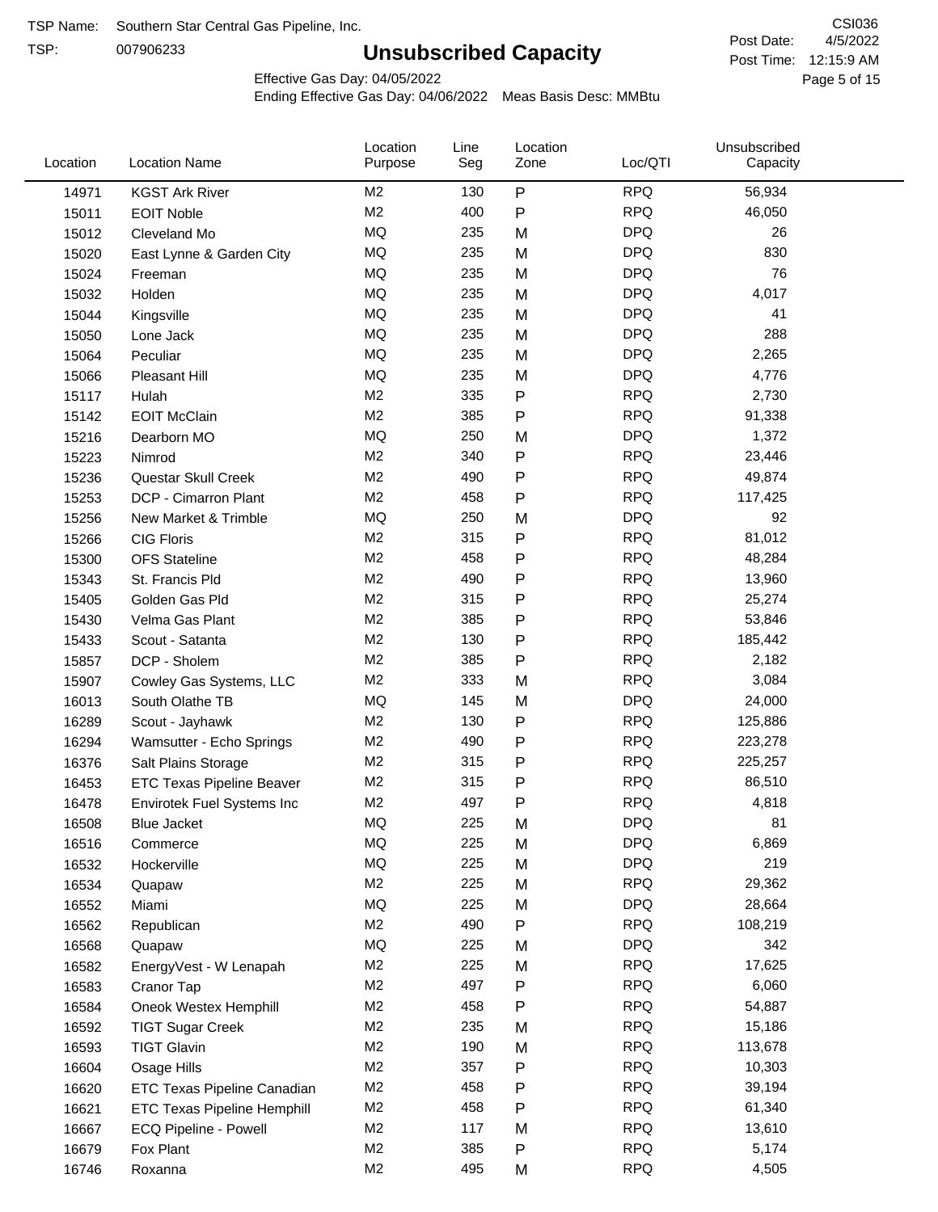TSP Name: Southern Star Central Gas Pipeline, Inc.

TSP: 007906233

# Unsubscribed Capacity

CSI036

Post Date: 4/5/2022

Post Time: 12:15:9 AM

Effective Gas Day: 04/05/2022

Ending Effective Gas Day: 04/06/2022 Meas Basis Desc: MMBtu

| Location | Location Name | Location Purpose | Line Seg | Location Zone | Loc/QTI | Unsubscribed Capacity |
|---|---|---|---|---|---|---|
| 14971 | KGST Ark River | M2 | 130 | P | RPQ | 56,934 |
| 15011 | EOIT Noble | M2 | 400 | P | RPQ | 46,050 |
| 15012 | Cleveland Mo | MQ | 235 | M | DPQ | 26 |
| 15020 | East Lynne & Garden City | MQ | 235 | M | DPQ | 830 |
| 15024 | Freeman | MQ | 235 | M | DPQ | 76 |
| 15032 | Holden | MQ | 235 | M | DPQ | 4,017 |
| 15044 | Kingsville | MQ | 235 | M | DPQ | 41 |
| 15050 | Lone Jack | MQ | 235 | M | DPQ | 288 |
| 15064 | Peculiar | MQ | 235 | M | DPQ | 2,265 |
| 15066 | Pleasant Hill | MQ | 235 | M | DPQ | 4,776 |
| 15117 | Hulah | M2 | 335 | P | RPQ | 2,730 |
| 15142 | EOIT McClain | M2 | 385 | P | RPQ | 91,338 |
| 15216 | Dearborn MO | MQ | 250 | M | DPQ | 1,372 |
| 15223 | Nimrod | M2 | 340 | P | RPQ | 23,446 |
| 15236 | Questar Skull Creek | M2 | 490 | P | RPQ | 49,874 |
| 15253 | DCP - Cimarron Plant | M2 | 458 | P | RPQ | 117,425 |
| 15256 | New Market & Trimble | MQ | 250 | M | DPQ | 92 |
| 15266 | CIG Floris | M2 | 315 | P | RPQ | 81,012 |
| 15300 | OFS Stateline | M2 | 458 | P | RPQ | 48,284 |
| 15343 | St. Francis Pld | M2 | 490 | P | RPQ | 13,960 |
| 15405 | Golden Gas Pld | M2 | 315 | P | RPQ | 25,274 |
| 15430 | Velma Gas Plant | M2 | 385 | P | RPQ | 53,846 |
| 15433 | Scout - Satanta | M2 | 130 | P | RPQ | 185,442 |
| 15857 | DCP - Sholem | M2 | 385 | P | RPQ | 2,182 |
| 15907 | Cowley Gas Systems, LLC | M2 | 333 | M | RPQ | 3,084 |
| 16013 | South Olathe TB | MQ | 145 | M | DPQ | 24,000 |
| 16289 | Scout - Jayhawk | M2 | 130 | P | RPQ | 125,886 |
| 16294 | Wamsutter - Echo Springs | M2 | 490 | P | RPQ | 223,278 |
| 16376 | Salt Plains Storage | M2 | 315 | P | RPQ | 225,257 |
| 16453 | ETC Texas Pipeline Beaver | M2 | 315 | P | RPQ | 86,510 |
| 16478 | Envirotek Fuel Systems Inc | M2 | 497 | P | RPQ | 4,818 |
| 16508 | Blue Jacket | MQ | 225 | M | DPQ | 81 |
| 16516 | Commerce | MQ | 225 | M | DPQ | 6,869 |
| 16532 | Hockerville | MQ | 225 | M | DPQ | 219 |
| 16534 | Quapaw | M2 | 225 | M | RPQ | 29,362 |
| 16552 | Miami | MQ | 225 | M | DPQ | 28,664 |
| 16562 | Republican | M2 | 490 | P | RPQ | 108,219 |
| 16568 | Quapaw | MQ | 225 | M | DPQ | 342 |
| 16582 | EnergyVest - W Lenapah | M2 | 225 | M | RPQ | 17,625 |
| 16583 | Cranor Tap | M2 | 497 | P | RPQ | 6,060 |
| 16584 | Oneok Westex Hemphill | M2 | 458 | P | RPQ | 54,887 |
| 16592 | TIGT Sugar Creek | M2 | 235 | M | RPQ | 15,186 |
| 16593 | TIGT Glavin | M2 | 190 | M | RPQ | 113,678 |
| 16604 | Osage Hills | M2 | 357 | P | RPQ | 10,303 |
| 16620 | ETC Texas Pipeline Canadian | M2 | 458 | P | RPQ | 39,194 |
| 16621 | ETC Texas Pipeline Hemphill | M2 | 458 | P | RPQ | 61,340 |
| 16667 | ECQ Pipeline - Powell | M2 | 117 | M | RPQ | 13,610 |
| 16679 | Fox Plant | M2 | 385 | P | RPQ | 5,174 |
| 16746 | Roxanna | M2 | 495 | M | RPQ | 4,505 |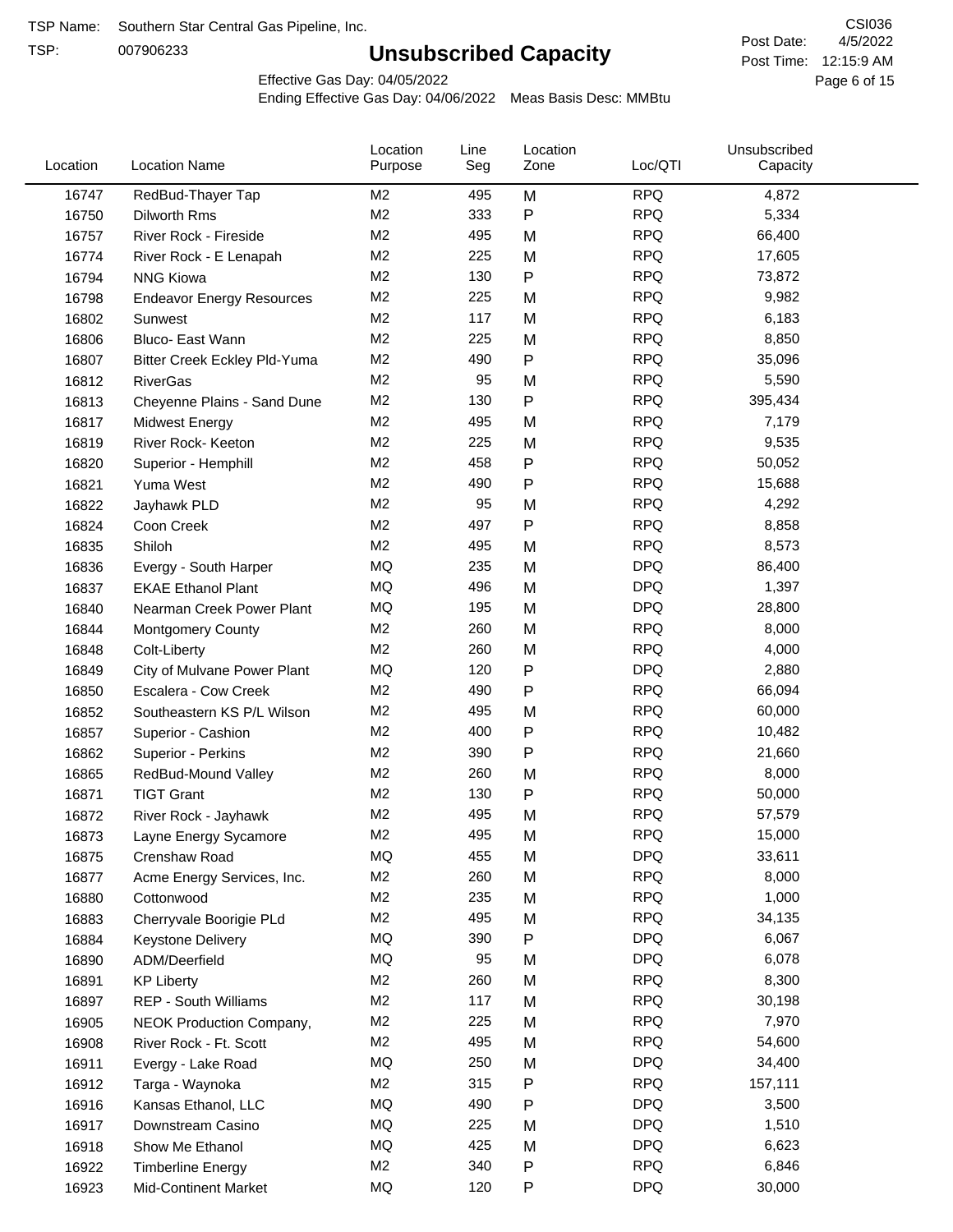TSP Name: Southern Star Central Gas Pipeline, Inc.

TSP: 007906233

# Unsubscribed Capacity

CSI036

Post Date: 4/5/2022

Post Time: 12:15:9 AM

Effective Gas Day: 04/05/2022

Ending Effective Gas Day: 04/06/2022 Meas Basis Desc: MMBtu

| Location | Location Name | Location Purpose | Line Seg | Location Zone | Loc/QTI | Unsubscribed Capacity |
|---|---|---|---|---|---|---|
| 16747 | RedBud-Thayer Tap | M2 | 495 | M | RPQ | 4,872 |
| 16750 | Dilworth Rms | M2 | 333 | P | RPQ | 5,334 |
| 16757 | River Rock - Fireside | M2 | 495 | M | RPQ | 66,400 |
| 16774 | River Rock - E Lenapah | M2 | 225 | M | RPQ | 17,605 |
| 16794 | NNG Kiowa | M2 | 130 | P | RPQ | 73,872 |
| 16798 | Endeavor Energy Resources | M2 | 225 | M | RPQ | 9,982 |
| 16802 | Sunwest | M2 | 117 | M | RPQ | 6,183 |
| 16806 | Bluco- East Wann | M2 | 225 | M | RPQ | 8,850 |
| 16807 | Bitter Creek Eckley Pld-Yuma | M2 | 490 | P | RPQ | 35,096 |
| 16812 | RiverGas | M2 | 95 | M | RPQ | 5,590 |
| 16813 | Cheyenne Plains - Sand Dune | M2 | 130 | P | RPQ | 395,434 |
| 16817 | Midwest Energy | M2 | 495 | M | RPQ | 7,179 |
| 16819 | River Rock- Keeton | M2 | 225 | M | RPQ | 9,535 |
| 16820 | Superior - Hemphill | M2 | 458 | P | RPQ | 50,052 |
| 16821 | Yuma West | M2 | 490 | P | RPQ | 15,688 |
| 16822 | Jayhawk PLD | M2 | 95 | M | RPQ | 4,292 |
| 16824 | Coon Creek | M2 | 497 | P | RPQ | 8,858 |
| 16835 | Shiloh | M2 | 495 | M | RPQ | 8,573 |
| 16836 | Evergy - South Harper | MQ | 235 | M | DPQ | 86,400 |
| 16837 | EKAE Ethanol Plant | MQ | 496 | M | DPQ | 1,397 |
| 16840 | Nearman Creek Power Plant | MQ | 195 | M | DPQ | 28,800 |
| 16844 | Montgomery County | M2 | 260 | M | RPQ | 8,000 |
| 16848 | Colt-Liberty | M2 | 260 | M | RPQ | 4,000 |
| 16849 | City of Mulvane Power Plant | MQ | 120 | P | DPQ | 2,880 |
| 16850 | Escalera - Cow Creek | M2 | 490 | P | RPQ | 66,094 |
| 16852 | Southeastern KS P/L Wilson | M2 | 495 | M | RPQ | 60,000 |
| 16857 | Superior - Cashion | M2 | 400 | P | RPQ | 10,482 |
| 16862 | Superior - Perkins | M2 | 390 | P | RPQ | 21,660 |
| 16865 | RedBud-Mound Valley | M2 | 260 | M | RPQ | 8,000 |
| 16871 | TIGT Grant | M2 | 130 | P | RPQ | 50,000 |
| 16872 | River Rock - Jayhawk | M2 | 495 | M | RPQ | 57,579 |
| 16873 | Layne Energy Sycamore | M2 | 495 | M | RPQ | 15,000 |
| 16875 | Crenshaw Road | MQ | 455 | M | DPQ | 33,611 |
| 16877 | Acme Energy Services, Inc. | M2 | 260 | M | RPQ | 8,000 |
| 16880 | Cottonwood | M2 | 235 | M | RPQ | 1,000 |
| 16883 | Cherryvale Boorigie PLd | M2 | 495 | M | RPQ | 34,135 |
| 16884 | Keystone Delivery | MQ | 390 | P | DPQ | 6,067 |
| 16890 | ADM/Deerfield | MQ | 95 | M | DPQ | 6,078 |
| 16891 | KP Liberty | M2 | 260 | M | RPQ | 8,300 |
| 16897 | REP - South Williams | M2 | 117 | M | RPQ | 30,198 |
| 16905 | NEOK Production Company, | M2 | 225 | M | RPQ | 7,970 |
| 16908 | River Rock - Ft. Scott | M2 | 495 | M | RPQ | 54,600 |
| 16911 | Evergy - Lake Road | MQ | 250 | M | DPQ | 34,400 |
| 16912 | Targa - Waynoka | M2 | 315 | P | RPQ | 157,111 |
| 16916 | Kansas Ethanol, LLC | MQ | 490 | P | DPQ | 3,500 |
| 16917 | Downstream Casino | MQ | 225 | M | DPQ | 1,510 |
| 16918 | Show Me Ethanol | MQ | 425 | M | DPQ | 6,623 |
| 16922 | Timberline Energy | M2 | 340 | P | RPQ | 6,846 |
| 16923 | Mid-Continent Market | MQ | 120 | P | DPQ | 30,000 |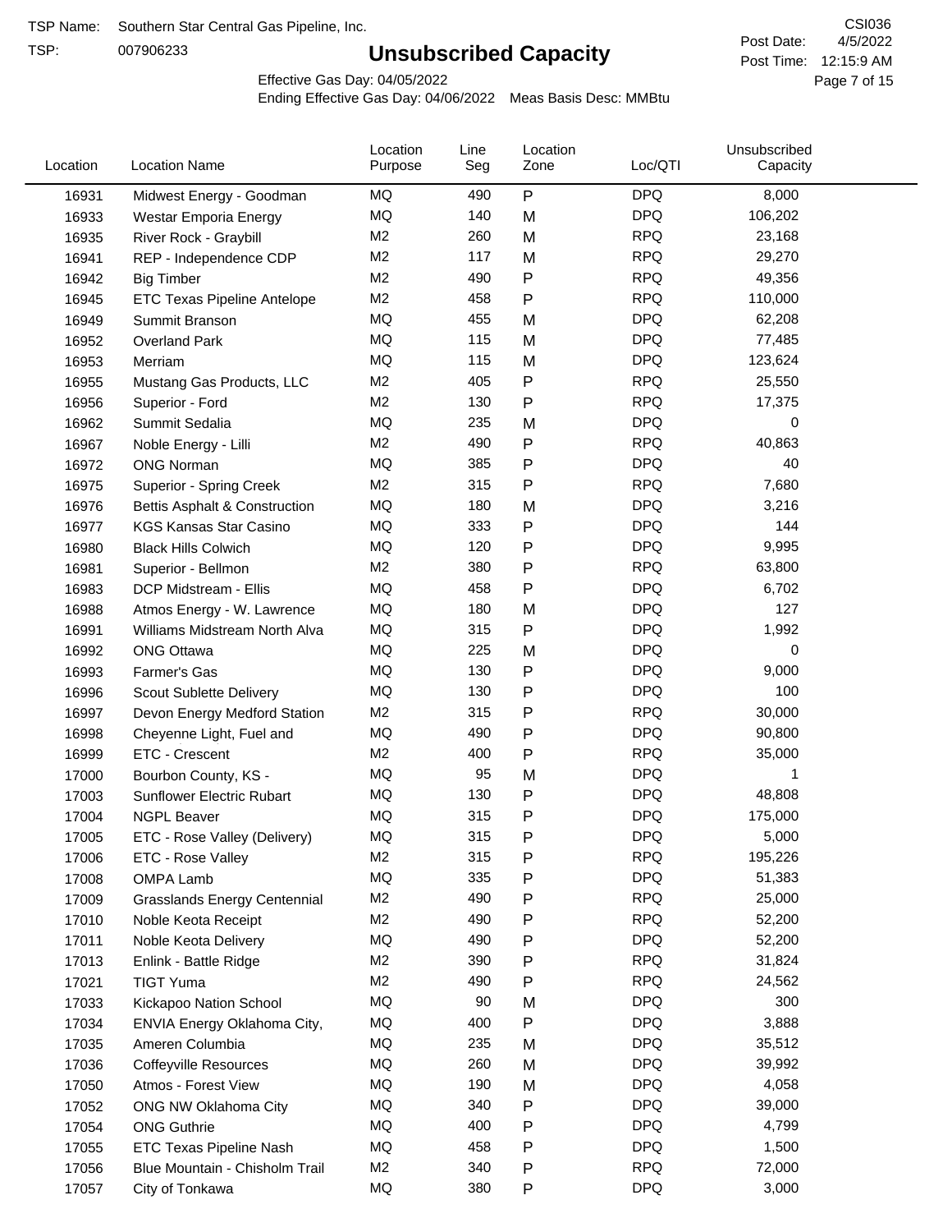TSP Name: Southern Star Central Gas Pipeline, Inc.

TSP: 007906233

# Unsubscribed Capacity

CSI036

Post Date: 4/5/2022

Post Time: 12:15:9 AM

Effective Gas Day: 04/05/2022

Ending Effective Gas Day: 04/06/2022 Meas Basis Desc: MMBtu

| Location | Location Name | Location Purpose | Line Seg | Location Zone | Loc/QTI | Unsubscribed Capacity |
|---|---|---|---|---|---|---|
| 16931 | Midwest Energy - Goodman | MQ | 490 | P | DPQ | 8,000 |
| 16933 | Westar Emporia Energy | MQ | 140 | M | DPQ | 106,202 |
| 16935 | River Rock - Graybill | M2 | 260 | M | RPQ | 23,168 |
| 16941 | REP - Independence CDP | M2 | 117 | M | RPQ | 29,270 |
| 16942 | Big Timber | M2 | 490 | P | RPQ | 49,356 |
| 16945 | ETC Texas Pipeline Antelope | M2 | 458 | P | RPQ | 110,000 |
| 16949 | Summit Branson | MQ | 455 | M | DPQ | 62,208 |
| 16952 | Overland Park | MQ | 115 | M | DPQ | 77,485 |
| 16953 | Merriam | MQ | 115 | M | DPQ | 123,624 |
| 16955 | Mustang Gas Products, LLC | M2 | 405 | P | RPQ | 25,550 |
| 16956 | Superior - Ford | M2 | 130 | P | RPQ | 17,375 |
| 16962 | Summit Sedalia | MQ | 235 | M | DPQ | 0 |
| 16967 | Noble Energy - Lilli | M2 | 490 | P | RPQ | 40,863 |
| 16972 | ONG Norman | MQ | 385 | P | DPQ | 40 |
| 16975 | Superior - Spring Creek | M2 | 315 | P | RPQ | 7,680 |
| 16976 | Bettis Asphalt & Construction | MQ | 180 | M | DPQ | 3,216 |
| 16977 | KGS Kansas Star Casino | MQ | 333 | P | DPQ | 144 |
| 16980 | Black Hills Colwich | MQ | 120 | P | DPQ | 9,995 |
| 16981 | Superior - Bellmon | M2 | 380 | P | RPQ | 63,800 |
| 16983 | DCP Midstream - Ellis | MQ | 458 | P | DPQ | 6,702 |
| 16988 | Atmos Energy - W. Lawrence | MQ | 180 | M | DPQ | 127 |
| 16991 | Williams Midstream North Alva | MQ | 315 | P | DPQ | 1,992 |
| 16992 | ONG Ottawa | MQ | 225 | M | DPQ | 0 |
| 16993 | Farmer's Gas | MQ | 130 | P | DPQ | 9,000 |
| 16996 | Scout Sublette Delivery | MQ | 130 | P | DPQ | 100 |
| 16997 | Devon Energy Medford Station | M2 | 315 | P | RPQ | 30,000 |
| 16998 | Cheyenne Light, Fuel and | MQ | 490 | P | DPQ | 90,800 |
| 16999 | ETC - Crescent | M2 | 400 | P | RPQ | 35,000 |
| 17000 | Bourbon County, KS - | MQ | 95 | M | DPQ | 1 |
| 17003 | Sunflower Electric Rubart | MQ | 130 | P | DPQ | 48,808 |
| 17004 | NGPL Beaver | MQ | 315 | P | DPQ | 175,000 |
| 17005 | ETC - Rose Valley (Delivery) | MQ | 315 | P | DPQ | 5,000 |
| 17006 | ETC - Rose Valley | M2 | 315 | P | RPQ | 195,226 |
| 17008 | OMPA Lamb | MQ | 335 | P | DPQ | 51,383 |
| 17009 | Grasslands Energy Centennial | M2 | 490 | P | RPQ | 25,000 |
| 17010 | Noble Keota Receipt | M2 | 490 | P | RPQ | 52,200 |
| 17011 | Noble Keota Delivery | MQ | 490 | P | DPQ | 52,200 |
| 17013 | Enlink - Battle Ridge | M2 | 390 | P | RPQ | 31,824 |
| 17021 | TIGT Yuma | M2 | 490 | P | RPQ | 24,562 |
| 17033 | Kickapoo Nation School | MQ | 90 | M | DPQ | 300 |
| 17034 | ENVIA Energy Oklahoma City, | MQ | 400 | P | DPQ | 3,888 |
| 17035 | Ameren Columbia | MQ | 235 | M | DPQ | 35,512 |
| 17036 | Coffeyville Resources | MQ | 260 | M | DPQ | 39,992 |
| 17050 | Atmos - Forest View | MQ | 190 | M | DPQ | 4,058 |
| 17052 | ONG NW Oklahoma City | MQ | 340 | P | DPQ | 39,000 |
| 17054 | ONG Guthrie | MQ | 400 | P | DPQ | 4,799 |
| 17055 | ETC Texas Pipeline Nash | MQ | 458 | P | DPQ | 1,500 |
| 17056 | Blue Mountain - Chisholm Trail | M2 | 340 | P | RPQ | 72,000 |
| 17057 | City of Tonkawa | MQ | 380 | P | DPQ | 3,000 |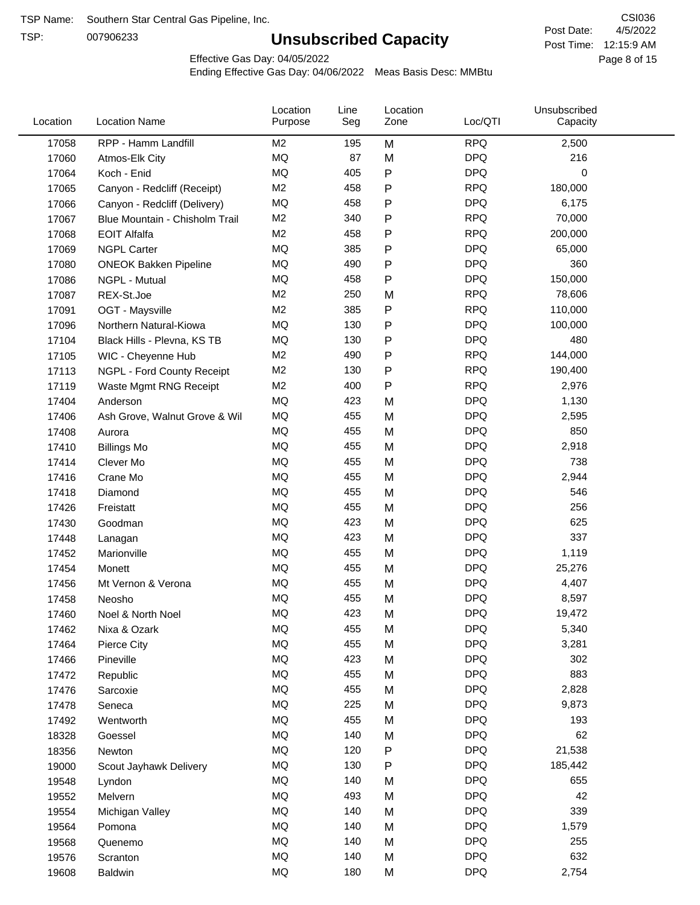TSP Name: Southern Star Central Gas Pipeline, Inc.

TSP: 007906233

# Unsubscribed Capacity

CSI036

Post Date: 4/5/2022

Post Time: 12:15:9 AM

Effective Gas Day: 04/05/2022

Ending Effective Gas Day: 04/06/2022 Meas Basis Desc: MMBtu

| Location | Location Name | Location Purpose | Line Seg | Location Zone | Loc/QTI | Unsubscribed Capacity |
|---|---|---|---|---|---|---|
| 17058 | RPP - Hamm Landfill | M2 | 195 | M | RPQ | 2,500 |
| 17060 | Atmos-Elk City | MQ | 87 | M | DPQ | 216 |
| 17064 | Koch - Enid | MQ | 405 | P | DPQ | 0 |
| 17065 | Canyon - Redcliff (Receipt) | M2 | 458 | P | RPQ | 180,000 |
| 17066 | Canyon - Redcliff (Delivery) | MQ | 458 | P | DPQ | 6,175 |
| 17067 | Blue Mountain - Chisholm Trail | M2 | 340 | P | RPQ | 70,000 |
| 17068 | EOIT Alfalfa | M2 | 458 | P | RPQ | 200,000 |
| 17069 | NGPL Carter | MQ | 385 | P | DPQ | 65,000 |
| 17080 | ONEOK Bakken Pipeline | MQ | 490 | P | DPQ | 360 |
| 17086 | NGPL - Mutual | MQ | 458 | P | DPQ | 150,000 |
| 17087 | REX-St.Joe | M2 | 250 | M | RPQ | 78,606 |
| 17091 | OGT - Maysville | M2 | 385 | P | RPQ | 110,000 |
| 17096 | Northern Natural-Kiowa | MQ | 130 | P | DPQ | 100,000 |
| 17104 | Black Hills - Plevna, KS TB | MQ | 130 | P | DPQ | 480 |
| 17105 | WIC - Cheyenne Hub | M2 | 490 | P | RPQ | 144,000 |
| 17113 | NGPL - Ford County Receipt | M2 | 130 | P | RPQ | 190,400 |
| 17119 | Waste Mgmt RNG Receipt | M2 | 400 | P | RPQ | 2,976 |
| 17404 | Anderson | MQ | 423 | M | DPQ | 1,130 |
| 17406 | Ash Grove, Walnut Grove & Wil | MQ | 455 | M | DPQ | 2,595 |
| 17408 | Aurora | MQ | 455 | M | DPQ | 850 |
| 17410 | Billings Mo | MQ | 455 | M | DPQ | 2,918 |
| 17414 | Clever Mo | MQ | 455 | M | DPQ | 738 |
| 17416 | Crane Mo | MQ | 455 | M | DPQ | 2,944 |
| 17418 | Diamond | MQ | 455 | M | DPQ | 546 |
| 17426 | Freistatt | MQ | 455 | M | DPQ | 256 |
| 17430 | Goodman | MQ | 423 | M | DPQ | 625 |
| 17448 | Lanagan | MQ | 423 | M | DPQ | 337 |
| 17452 | Marionville | MQ | 455 | M | DPQ | 1,119 |
| 17454 | Monett | MQ | 455 | M | DPQ | 25,276 |
| 17456 | Mt Vernon & Verona | MQ | 455 | M | DPQ | 4,407 |
| 17458 | Neosho | MQ | 455 | M | DPQ | 8,597 |
| 17460 | Noel & North Noel | MQ | 423 | M | DPQ | 19,472 |
| 17462 | Nixa & Ozark | MQ | 455 | M | DPQ | 5,340 |
| 17464 | Pierce City | MQ | 455 | M | DPQ | 3,281 |
| 17466 | Pineville | MQ | 423 | M | DPQ | 302 |
| 17472 | Republic | MQ | 455 | M | DPQ | 883 |
| 17476 | Sarcoxie | MQ | 455 | M | DPQ | 2,828 |
| 17478 | Seneca | MQ | 225 | M | DPQ | 9,873 |
| 17492 | Wentworth | MQ | 455 | M | DPQ | 193 |
| 18328 | Goessel | MQ | 140 | M | DPQ | 62 |
| 18356 | Newton | MQ | 120 | P | DPQ | 21,538 |
| 19000 | Scout Jayhawk Delivery | MQ | 130 | P | DPQ | 185,442 |
| 19548 | Lyndon | MQ | 140 | M | DPQ | 655 |
| 19552 | Melvern | MQ | 493 | M | DPQ | 42 |
| 19554 | Michigan Valley | MQ | 140 | M | DPQ | 339 |
| 19564 | Pomona | MQ | 140 | M | DPQ | 1,579 |
| 19568 | Quenemo | MQ | 140 | M | DPQ | 255 |
| 19576 | Scranton | MQ | 140 | M | DPQ | 632 |
| 19608 | Baldwin | MQ | 180 | M | DPQ | 2,754 |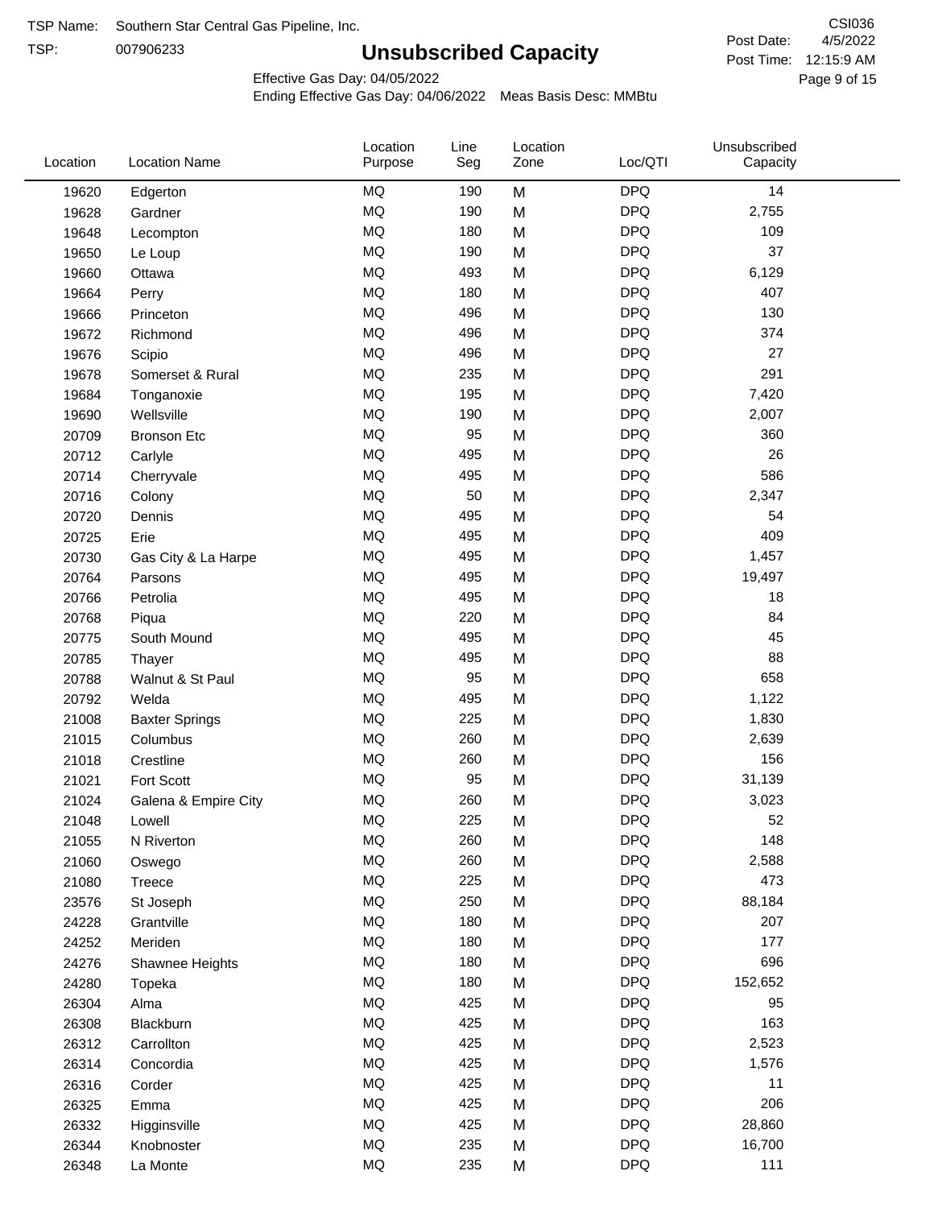TSP Name: Southern Star Central Gas Pipeline, Inc.

TSP: 007906233

# Unsubscribed Capacity

CSI036

Post Date: 4/5/2022

Post Time: 12:15:9 AM

Effective Gas Day: 04/05/2022

Ending Effective Gas Day: 04/06/2022 Meas Basis Desc: MMBtu

| Location | Location Name | Location Purpose | Line Seg | Location Zone | Loc/QTI | Unsubscribed Capacity |
|---|---|---|---|---|---|---|
| 19620 | Edgerton | MQ | 190 | M | DPQ | 14 |
| 19628 | Gardner | MQ | 190 | M | DPQ | 2,755 |
| 19648 | Lecompton | MQ | 180 | M | DPQ | 109 |
| 19650 | Le Loup | MQ | 190 | M | DPQ | 37 |
| 19660 | Ottawa | MQ | 493 | M | DPQ | 6,129 |
| 19664 | Perry | MQ | 180 | M | DPQ | 407 |
| 19666 | Princeton | MQ | 496 | M | DPQ | 130 |
| 19672 | Richmond | MQ | 496 | M | DPQ | 374 |
| 19676 | Scipio | MQ | 496 | M | DPQ | 27 |
| 19678 | Somerset & Rural | MQ | 235 | M | DPQ | 291 |
| 19684 | Tonganoxie | MQ | 195 | M | DPQ | 7,420 |
| 19690 | Wellsville | MQ | 190 | M | DPQ | 2,007 |
| 20709 | Bronson Etc | MQ | 95 | M | DPQ | 360 |
| 20712 | Carlyle | MQ | 495 | M | DPQ | 26 |
| 20714 | Cherryvale | MQ | 495 | M | DPQ | 586 |
| 20716 | Colony | MQ | 50 | M | DPQ | 2,347 |
| 20720 | Dennis | MQ | 495 | M | DPQ | 54 |
| 20725 | Erie | MQ | 495 | M | DPQ | 409 |
| 20730 | Gas City & La Harpe | MQ | 495 | M | DPQ | 1,457 |
| 20764 | Parsons | MQ | 495 | M | DPQ | 19,497 |
| 20766 | Petrolia | MQ | 495 | M | DPQ | 18 |
| 20768 | Piqua | MQ | 220 | M | DPQ | 84 |
| 20775 | South Mound | MQ | 495 | M | DPQ | 45 |
| 20785 | Thayer | MQ | 495 | M | DPQ | 88 |
| 20788 | Walnut & St Paul | MQ | 95 | M | DPQ | 658 |
| 20792 | Welda | MQ | 495 | M | DPQ | 1,122 |
| 21008 | Baxter Springs | MQ | 225 | M | DPQ | 1,830 |
| 21015 | Columbus | MQ | 260 | M | DPQ | 2,639 |
| 21018 | Crestline | MQ | 260 | M | DPQ | 156 |
| 21021 | Fort Scott | MQ | 95 | M | DPQ | 31,139 |
| 21024 | Galena & Empire City | MQ | 260 | M | DPQ | 3,023 |
| 21048 | Lowell | MQ | 225 | M | DPQ | 52 |
| 21055 | N Riverton | MQ | 260 | M | DPQ | 148 |
| 21060 | Oswego | MQ | 260 | M | DPQ | 2,588 |
| 21080 | Treece | MQ | 225 | M | DPQ | 473 |
| 23576 | St Joseph | MQ | 250 | M | DPQ | 88,184 |
| 24228 | Grantville | MQ | 180 | M | DPQ | 207 |
| 24252 | Meriden | MQ | 180 | M | DPQ | 177 |
| 24276 | Shawnee Heights | MQ | 180 | M | DPQ | 696 |
| 24280 | Topeka | MQ | 180 | M | DPQ | 152,652 |
| 26304 | Alma | MQ | 425 | M | DPQ | 95 |
| 26308 | Blackburn | MQ | 425 | M | DPQ | 163 |
| 26312 | Carrollton | MQ | 425 | M | DPQ | 2,523 |
| 26314 | Concordia | MQ | 425 | M | DPQ | 1,576 |
| 26316 | Corder | MQ | 425 | M | DPQ | 11 |
| 26325 | Emma | MQ | 425 | M | DPQ | 206 |
| 26332 | Higginsville | MQ | 425 | M | DPQ | 28,860 |
| 26344 | Knobnoster | MQ | 235 | M | DPQ | 16,700 |
| 26348 | La Monte | MQ | 235 | M | DPQ | 111 |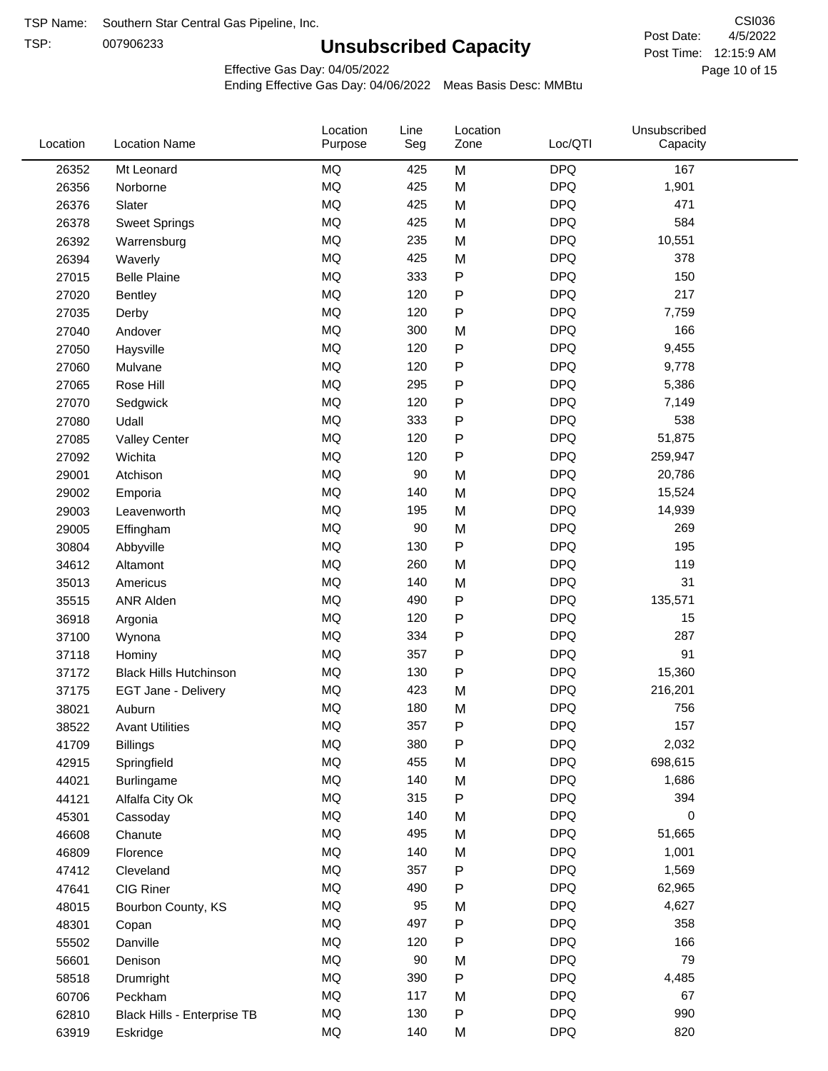TSP Name: Southern Star Central Gas Pipeline, Inc.

TSP: 007906233

# Unsubscribed Capacity

CSI036

Post Date: 4/5/2022

Post Time: 12:15:9 AM

Effective Gas Day: 04/05/2022

Ending Effective Gas Day: 04/06/2022 Meas Basis Desc: MMBtu

| Location | Location Name | Location Purpose | Line Seg | Location Zone | Loc/QTI | Unsubscribed Capacity |
|---|---|---|---|---|---|---|
| 26352 | Mt Leonard | MQ | 425 | M | DPQ | 167 |
| 26356 | Norborne | MQ | 425 | M | DPQ | 1,901 |
| 26376 | Slater | MQ | 425 | M | DPQ | 471 |
| 26378 | Sweet Springs | MQ | 425 | M | DPQ | 584 |
| 26392 | Warrensburg | MQ | 235 | M | DPQ | 10,551 |
| 26394 | Waverly | MQ | 425 | M | DPQ | 378 |
| 27015 | Belle Plaine | MQ | 333 | P | DPQ | 150 |
| 27020 | Bentley | MQ | 120 | P | DPQ | 217 |
| 27035 | Derby | MQ | 120 | P | DPQ | 7,759 |
| 27040 | Andover | MQ | 300 | M | DPQ | 166 |
| 27050 | Haysville | MQ | 120 | P | DPQ | 9,455 |
| 27060 | Mulvane | MQ | 120 | P | DPQ | 9,778 |
| 27065 | Rose Hill | MQ | 295 | P | DPQ | 5,386 |
| 27070 | Sedgwick | MQ | 120 | P | DPQ | 7,149 |
| 27080 | Udall | MQ | 333 | P | DPQ | 538 |
| 27085 | Valley Center | MQ | 120 | P | DPQ | 51,875 |
| 27092 | Wichita | MQ | 120 | P | DPQ | 259,947 |
| 29001 | Atchison | MQ | 90 | M | DPQ | 20,786 |
| 29002 | Emporia | MQ | 140 | M | DPQ | 15,524 |
| 29003 | Leavenworth | MQ | 195 | M | DPQ | 14,939 |
| 29005 | Effingham | MQ | 90 | M | DPQ | 269 |
| 30804 | Abbyville | MQ | 130 | P | DPQ | 195 |
| 34612 | Altamont | MQ | 260 | M | DPQ | 119 |
| 35013 | Americus | MQ | 140 | M | DPQ | 31 |
| 35515 | ANR Alden | MQ | 490 | P | DPQ | 135,571 |
| 36918 | Argonia | MQ | 120 | P | DPQ | 15 |
| 37100 | Wynona | MQ | 334 | P | DPQ | 287 |
| 37118 | Hominy | MQ | 357 | P | DPQ | 91 |
| 37172 | Black Hills Hutchinson | MQ | 130 | P | DPQ | 15,360 |
| 37175 | EGT Jane - Delivery | MQ | 423 | M | DPQ | 216,201 |
| 38021 | Auburn | MQ | 180 | M | DPQ | 756 |
| 38522 | Avant Utilities | MQ | 357 | P | DPQ | 157 |
| 41709 | Billings | MQ | 380 | P | DPQ | 2,032 |
| 42915 | Springfield | MQ | 455 | M | DPQ | 698,615 |
| 44021 | Burlingame | MQ | 140 | M | DPQ | 1,686 |
| 44121 | Alfalfa City Ok | MQ | 315 | P | DPQ | 394 |
| 45301 | Cassoday | MQ | 140 | M | DPQ | 0 |
| 46608 | Chanute | MQ | 495 | M | DPQ | 51,665 |
| 46809 | Florence | MQ | 140 | M | DPQ | 1,001 |
| 47412 | Cleveland | MQ | 357 | P | DPQ | 1,569 |
| 47641 | CIG Riner | MQ | 490 | P | DPQ | 62,965 |
| 48015 | Bourbon County, KS | MQ | 95 | M | DPQ | 4,627 |
| 48301 | Copan | MQ | 497 | P | DPQ | 358 |
| 55502 | Danville | MQ | 120 | P | DPQ | 166 |
| 56601 | Denison | MQ | 90 | M | DPQ | 79 |
| 58518 | Drumright | MQ | 390 | P | DPQ | 4,485 |
| 60706 | Peckham | MQ | 117 | M | DPQ | 67 |
| 62810 | Black Hills - Enterprise TB | MQ | 130 | P | DPQ | 990 |
| 63919 | Eskridge | MQ | 140 | M | DPQ | 820 |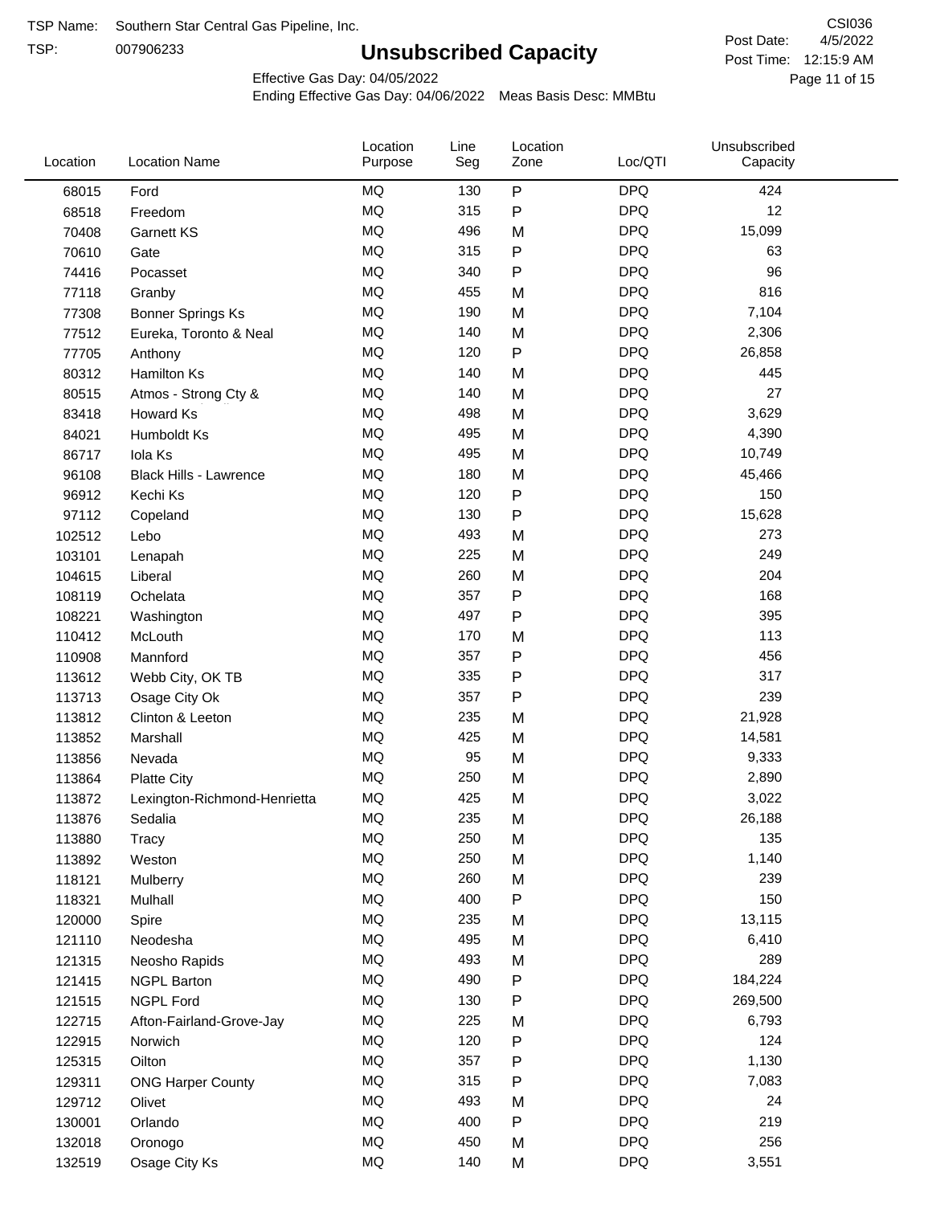TSP Name: Southern Star Central Gas Pipeline, Inc.

TSP: 007906233

# Unsubscribed Capacity

CSI036

Post Date: 4/5/2022

Post Time: 12:15:9 AM

Effective Gas Day: 04/05/2022

Ending Effective Gas Day: 04/06/2022 Meas Basis Desc: MMBtu

| Location | Location Name | Location Purpose | Line Seg | Location Zone | Loc/QTI | Unsubscribed Capacity |
|---|---|---|---|---|---|---|
| 68015 | Ford | MQ | 130 | P | DPQ | 424 |
| 68518 | Freedom | MQ | 315 | P | DPQ | 12 |
| 70408 | Garnett KS | MQ | 496 | M | DPQ | 15,099 |
| 70610 | Gate | MQ | 315 | P | DPQ | 63 |
| 74416 | Pocasset | MQ | 340 | P | DPQ | 96 |
| 77118 | Granby | MQ | 455 | M | DPQ | 816 |
| 77308 | Bonner Springs Ks | MQ | 190 | M | DPQ | 7,104 |
| 77512 | Eureka, Toronto & Neal | MQ | 140 | M | DPQ | 2,306 |
| 77705 | Anthony | MQ | 120 | P | DPQ | 26,858 |
| 80312 | Hamilton Ks | MQ | 140 | M | DPQ | 445 |
| 80515 | Atmos - Strong Cty & | MQ | 140 | M | DPQ | 27 |
| 83418 | Howard Ks | MQ | 498 | M | DPQ | 3,629 |
| 84021 | Humboldt Ks | MQ | 495 | M | DPQ | 4,390 |
| 86717 | Iola Ks | MQ | 495 | M | DPQ | 10,749 |
| 96108 | Black Hills - Lawrence | MQ | 180 | M | DPQ | 45,466 |
| 96912 | Kechi Ks | MQ | 120 | P | DPQ | 150 |
| 97112 | Copeland | MQ | 130 | P | DPQ | 15,628 |
| 102512 | Lebo | MQ | 493 | M | DPQ | 273 |
| 103101 | Lenapah | MQ | 225 | M | DPQ | 249 |
| 104615 | Liberal | MQ | 260 | M | DPQ | 204 |
| 108119 | Ochelata | MQ | 357 | P | DPQ | 168 |
| 108221 | Washington | MQ | 497 | P | DPQ | 395 |
| 110412 | McLouth | MQ | 170 | M | DPQ | 113 |
| 110908 | Mannford | MQ | 357 | P | DPQ | 456 |
| 113612 | Webb City, OK TB | MQ | 335 | P | DPQ | 317 |
| 113713 | Osage City Ok | MQ | 357 | P | DPQ | 239 |
| 113812 | Clinton & Leeton | MQ | 235 | M | DPQ | 21,928 |
| 113852 | Marshall | MQ | 425 | M | DPQ | 14,581 |
| 113856 | Nevada | MQ | 95 | M | DPQ | 9,333 |
| 113864 | Platte City | MQ | 250 | M | DPQ | 2,890 |
| 113872 | Lexington-Richmond-Henrietta | MQ | 425 | M | DPQ | 3,022 |
| 113876 | Sedalia | MQ | 235 | M | DPQ | 26,188 |
| 113880 | Tracy | MQ | 250 | M | DPQ | 135 |
| 113892 | Weston | MQ | 250 | M | DPQ | 1,140 |
| 118121 | Mulberry | MQ | 260 | M | DPQ | 239 |
| 118321 | Mulhall | MQ | 400 | P | DPQ | 150 |
| 120000 | Spire | MQ | 235 | M | DPQ | 13,115 |
| 121110 | Neodesha | MQ | 495 | M | DPQ | 6,410 |
| 121315 | Neosho Rapids | MQ | 493 | M | DPQ | 289 |
| 121415 | NGPL Barton | MQ | 490 | P | DPQ | 184,224 |
| 121515 | NGPL Ford | MQ | 130 | P | DPQ | 269,500 |
| 122715 | Afton-Fairland-Grove-Jay | MQ | 225 | M | DPQ | 6,793 |
| 122915 | Norwich | MQ | 120 | P | DPQ | 124 |
| 125315 | Oilton | MQ | 357 | P | DPQ | 1,130 |
| 129311 | ONG Harper County | MQ | 315 | P | DPQ | 7,083 |
| 129712 | Olivet | MQ | 493 | M | DPQ | 24 |
| 130001 | Orlando | MQ | 400 | P | DPQ | 219 |
| 132018 | Oronogo | MQ | 450 | M | DPQ | 256 |
| 132519 | Osage City Ks | MQ | 140 | M | DPQ | 3,551 |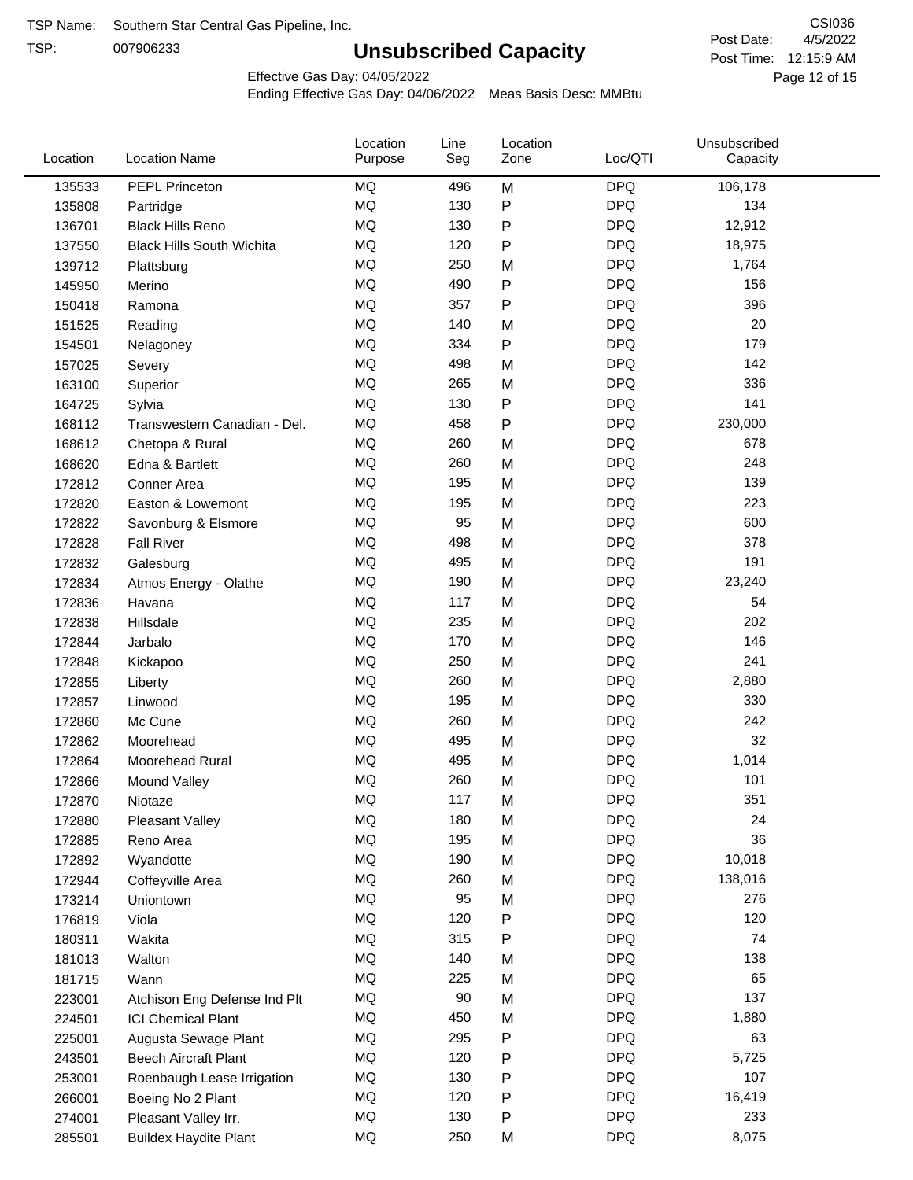TSP Name: Southern Star Central Gas Pipeline, Inc.

TSP: 007906233

# Unsubscribed Capacity

CSI036

Post Date: 4/5/2022

Post Time: 12:15:9 AM

Effective Gas Day: 04/05/2022

Ending Effective Gas Day: 04/06/2022 Meas Basis Desc: MMBtu

| Location | Location Name | Location Purpose | Line Seg | Location Zone | Loc/QTI | Unsubscribed Capacity |
|---|---|---|---|---|---|---|
| 135533 | PEPL Princeton | MQ | 496 | M | DPQ | 106,178 |
| 135808 | Partridge | MQ | 130 | P | DPQ | 134 |
| 136701 | Black Hills Reno | MQ | 130 | P | DPQ | 12,912 |
| 137550 | Black Hills South Wichita | MQ | 120 | P | DPQ | 18,975 |
| 139712 | Plattsburg | MQ | 250 | M | DPQ | 1,764 |
| 145950 | Merino | MQ | 490 | P | DPQ | 156 |
| 150418 | Ramona | MQ | 357 | P | DPQ | 396 |
| 151525 | Reading | MQ | 140 | M | DPQ | 20 |
| 154501 | Nelagoney | MQ | 334 | P | DPQ | 179 |
| 157025 | Severy | MQ | 498 | M | DPQ | 142 |
| 163100 | Superior | MQ | 265 | M | DPQ | 336 |
| 164725 | Sylvia | MQ | 130 | P | DPQ | 141 |
| 168112 | Transwestern Canadian - Del. | MQ | 458 | P | DPQ | 230,000 |
| 168612 | Chetopa & Rural | MQ | 260 | M | DPQ | 678 |
| 168620 | Edna & Bartlett | MQ | 260 | M | DPQ | 248 |
| 172812 | Conner Area | MQ | 195 | M | DPQ | 139 |
| 172820 | Easton & Lowemont | MQ | 195 | M | DPQ | 223 |
| 172822 | Savonburg & Elsmore | MQ | 95 | M | DPQ | 600 |
| 172828 | Fall River | MQ | 498 | M | DPQ | 378 |
| 172832 | Galesburg | MQ | 495 | M | DPQ | 191 |
| 172834 | Atmos Energy - Olathe | MQ | 190 | M | DPQ | 23,240 |
| 172836 | Havana | MQ | 117 | M | DPQ | 54 |
| 172838 | Hillsdale | MQ | 235 | M | DPQ | 202 |
| 172844 | Jarbalo | MQ | 170 | M | DPQ | 146 |
| 172848 | Kickapoo | MQ | 250 | M | DPQ | 241 |
| 172855 | Liberty | MQ | 260 | M | DPQ | 2,880 |
| 172857 | Linwood | MQ | 195 | M | DPQ | 330 |
| 172860 | Mc Cune | MQ | 260 | M | DPQ | 242 |
| 172862 | Moorehead | MQ | 495 | M | DPQ | 32 |
| 172864 | Moorehead Rural | MQ | 495 | M | DPQ | 1,014 |
| 172866 | Mound Valley | MQ | 260 | M | DPQ | 101 |
| 172870 | Niotaze | MQ | 117 | M | DPQ | 351 |
| 172880 | Pleasant Valley | MQ | 180 | M | DPQ | 24 |
| 172885 | Reno Area | MQ | 195 | M | DPQ | 36 |
| 172892 | Wyandotte | MQ | 190 | M | DPQ | 10,018 |
| 172944 | Coffeyville Area | MQ | 260 | M | DPQ | 138,016 |
| 173214 | Uniontown | MQ | 95 | M | DPQ | 276 |
| 176819 | Viola | MQ | 120 | P | DPQ | 120 |
| 180311 | Wakita | MQ | 315 | P | DPQ | 74 |
| 181013 | Walton | MQ | 140 | M | DPQ | 138 |
| 181715 | Wann | MQ | 225 | M | DPQ | 65 |
| 223001 | Atchison Eng Defense Ind Plt | MQ | 90 | M | DPQ | 137 |
| 224501 | ICI Chemical Plant | MQ | 450 | M | DPQ | 1,880 |
| 225001 | Augusta Sewage Plant | MQ | 295 | P | DPQ | 63 |
| 243501 | Beech Aircraft Plant | MQ | 120 | P | DPQ | 5,725 |
| 253001 | Roenbaugh Lease Irrigation | MQ | 130 | P | DPQ | 107 |
| 266001 | Boeing No 2 Plant | MQ | 120 | P | DPQ | 16,419 |
| 274001 | Pleasant Valley Irr. | MQ | 130 | P | DPQ | 233 |
| 285501 | Buildex Haydite Plant | MQ | 250 | M | DPQ | 8,075 |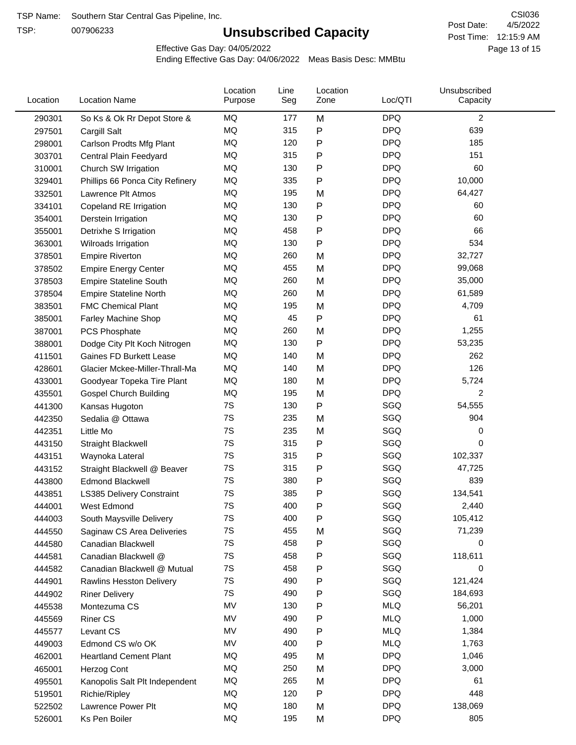TSP Name: Southern Star Central Gas Pipeline, Inc.

TSP: 007906233

# Unsubscribed Capacity

CSI036

Post Date: 4/5/2022

Post Time: 12:15:9 AM

Effective Gas Day: 04/05/2022

Ending Effective Gas Day: 04/06/2022 Meas Basis Desc: MMBtu

| Location | Location Name | Location Purpose | Line Seg | Location Zone | Loc/QTI | Unsubscribed Capacity |
|---|---|---|---|---|---|---|
| 290301 | So Ks & Ok Rr Depot Store & | MQ | 177 | M | DPQ | 2 |
| 297501 | Cargill Salt | MQ | 315 | P | DPQ | 639 |
| 298001 | Carlson Prodts Mfg Plant | MQ | 120 | P | DPQ | 185 |
| 303701 | Central Plain Feedyard | MQ | 315 | P | DPQ | 151 |
| 310001 | Church SW Irrigation | MQ | 130 | P | DPQ | 60 |
| 329401 | Phillips 66 Ponca City Refinery | MQ | 335 | P | DPQ | 10,000 |
| 332501 | Lawrence Plt Atmos | MQ | 195 | M | DPQ | 64,427 |
| 334101 | Copeland RE Irrigation | MQ | 130 | P | DPQ | 60 |
| 354001 | Derstein Irrigation | MQ | 130 | P | DPQ | 60 |
| 355001 | Detrixhe S Irrigation | MQ | 458 | P | DPQ | 66 |
| 363001 | Wilroads Irrigation | MQ | 130 | P | DPQ | 534 |
| 378501 | Empire Riverton | MQ | 260 | M | DPQ | 32,727 |
| 378502 | Empire Energy Center | MQ | 455 | M | DPQ | 99,068 |
| 378503 | Empire Stateline South | MQ | 260 | M | DPQ | 35,000 |
| 378504 | Empire Stateline North | MQ | 260 | M | DPQ | 61,589 |
| 383501 | FMC Chemical Plant | MQ | 195 | M | DPQ | 4,709 |
| 385001 | Farley Machine Shop | MQ | 45 | P | DPQ | 61 |
| 387001 | PCS Phosphate | MQ | 260 | M | DPQ | 1,255 |
| 388001 | Dodge City Plt Koch Nitrogen | MQ | 130 | P | DPQ | 53,235 |
| 411501 | Gaines FD Burkett Lease | MQ | 140 | M | DPQ | 262 |
| 428601 | Glacier Mckee-Miller-Thrall-Ma | MQ | 140 | M | DPQ | 126 |
| 433001 | Goodyear Topeka Tire Plant | MQ | 180 | M | DPQ | 5,724 |
| 435501 | Gospel Church Building | MQ | 195 | M | DPQ | 2 |
| 441300 | Kansas Hugoton | 7S | 130 | P | SGQ | 54,555 |
| 442350 | Sedalia @ Ottawa | 7S | 235 | M | SGQ | 904 |
| 442351 | Little Mo | 7S | 235 | M | SGQ | 0 |
| 443150 | Straight Blackwell | 7S | 315 | P | SGQ | 0 |
| 443151 | Waynoka Lateral | 7S | 315 | P | SGQ | 102,337 |
| 443152 | Straight Blackwell @ Beaver | 7S | 315 | P | SGQ | 47,725 |
| 443800 | Edmond Blackwell | 7S | 380 | P | SGQ | 839 |
| 443851 | LS385 Delivery Constraint | 7S | 385 | P | SGQ | 134,541 |
| 444001 | West Edmond | 7S | 400 | P | SGQ | 2,440 |
| 444003 | South Maysville Delivery | 7S | 400 | P | SGQ | 105,412 |
| 444550 | Saginaw CS Area Deliveries | 7S | 455 | M | SGQ | 71,239 |
| 444580 | Canadian Blackwell | 7S | 458 | P | SGQ | 0 |
| 444581 | Canadian Blackwell @ | 7S | 458 | P | SGQ | 118,611 |
| 444582 | Canadian Blackwell @ Mutual | 7S | 458 | P | SGQ | 0 |
| 444901 | Rawlins Hesston Delivery | 7S | 490 | P | SGQ | 121,424 |
| 444902 | Riner Delivery | 7S | 490 | P | SGQ | 184,693 |
| 445538 | Montezuma CS | MV | 130 | P | MLQ | 56,201 |
| 445569 | Riner CS | MV | 490 | P | MLQ | 1,000 |
| 445577 | Levant CS | MV | 490 | P | MLQ | 1,384 |
| 449003 | Edmond CS w/o OK | MV | 400 | P | MLQ | 1,763 |
| 462001 | Heartland Cement Plant | MQ | 495 | M | DPQ | 1,046 |
| 465001 | Herzog Cont | MQ | 250 | M | DPQ | 3,000 |
| 495501 | Kanopolis Salt Plt Independent | MQ | 265 | M | DPQ | 61 |
| 519501 | Richie/Ripley | MQ | 120 | P | DPQ | 448 |
| 522502 | Lawrence Power Plt | MQ | 180 | M | DPQ | 138,069 |
| 526001 | Ks Pen Boiler | MQ | 195 | M | DPQ | 805 |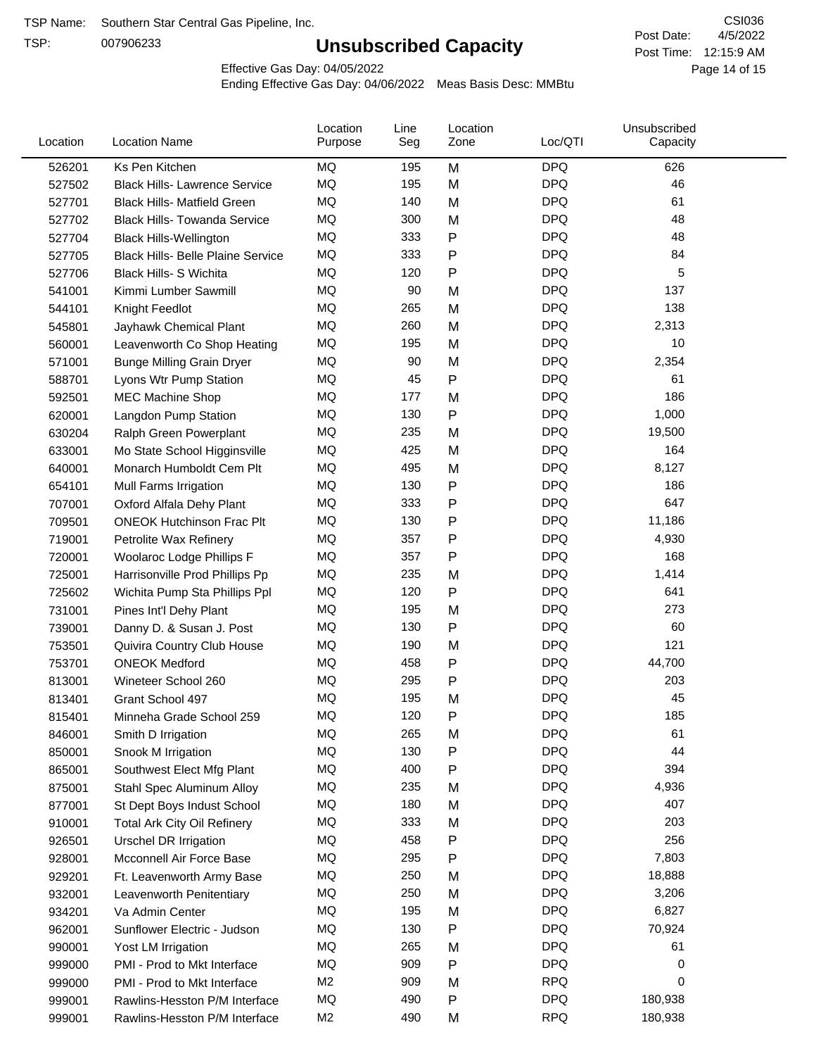TSP Name: Southern Star Central Gas Pipeline, Inc.

TSP: 007906233

# Unsubscribed Capacity

CSI036

Post Date: 4/5/2022

Post Time: 12:15:9 AM

Effective Gas Day: 04/05/2022

Ending Effective Gas Day: 04/06/2022 Meas Basis Desc: MMBtu

| Location | Location Name | Location Purpose | Line Seg | Location Zone | Loc/QTI | Unsubscribed Capacity |
|---|---|---|---|---|---|---|
| 526201 | Ks Pen Kitchen | MQ | 195 | M | DPQ | 626 |
| 527502 | Black Hills- Lawrence Service | MQ | 195 | M | DPQ | 46 |
| 527701 | Black Hills- Matfield Green | MQ | 140 | M | DPQ | 61 |
| 527702 | Black Hills- Towanda Service | MQ | 300 | M | DPQ | 48 |
| 527704 | Black Hills-Wellington | MQ | 333 | P | DPQ | 48 |
| 527705 | Black Hills- Belle Plaine Service | MQ | 333 | P | DPQ | 84 |
| 527706 | Black Hills- S Wichita | MQ | 120 | P | DPQ | 5 |
| 541001 | Kimmi Lumber Sawmill | MQ | 90 | M | DPQ | 137 |
| 544101 | Knight Feedlot | MQ | 265 | M | DPQ | 138 |
| 545801 | Jayhawk Chemical Plant | MQ | 260 | M | DPQ | 2,313 |
| 560001 | Leavenworth Co Shop Heating | MQ | 195 | M | DPQ | 10 |
| 571001 | Bunge Milling Grain Dryer | MQ | 90 | M | DPQ | 2,354 |
| 588701 | Lyons Wtr Pump Station | MQ | 45 | P | DPQ | 61 |
| 592501 | MEC Machine Shop | MQ | 177 | M | DPQ | 186 |
| 620001 | Langdon Pump Station | MQ | 130 | P | DPQ | 1,000 |
| 630204 | Ralph Green Powerplant | MQ | 235 | M | DPQ | 19,500 |
| 633001 | Mo State School Higginsville | MQ | 425 | M | DPQ | 164 |
| 640001 | Monarch Humboldt Cem Plt | MQ | 495 | M | DPQ | 8,127 |
| 654101 | Mull Farms Irrigation | MQ | 130 | P | DPQ | 186 |
| 707001 | Oxford Alfala Dehy Plant | MQ | 333 | P | DPQ | 647 |
| 709501 | ONEOK Hutchinson Frac Plt | MQ | 130 | P | DPQ | 11,186 |
| 719001 | Petrolite Wax Refinery | MQ | 357 | P | DPQ | 4,930 |
| 720001 | Woolaroc Lodge Phillips F | MQ | 357 | P | DPQ | 168 |
| 725001 | Harrisonville Prod Phillips Pp | MQ | 235 | M | DPQ | 1,414 |
| 725602 | Wichita Pump Sta Phillips Ppl | MQ | 120 | P | DPQ | 641 |
| 731001 | Pines Int'l Dehy Plant | MQ | 195 | M | DPQ | 273 |
| 739001 | Danny D. & Susan J. Post | MQ | 130 | P | DPQ | 60 |
| 753501 | Quivira Country Club House | MQ | 190 | M | DPQ | 121 |
| 753701 | ONEOK Medford | MQ | 458 | P | DPQ | 44,700 |
| 813001 | Wineteer School 260 | MQ | 295 | P | DPQ | 203 |
| 813401 | Grant School 497 | MQ | 195 | M | DPQ | 45 |
| 815401 | Minneha Grade School 259 | MQ | 120 | P | DPQ | 185 |
| 846001 | Smith D Irrigation | MQ | 265 | M | DPQ | 61 |
| 850001 | Snook M Irrigation | MQ | 130 | P | DPQ | 44 |
| 865001 | Southwest Elect Mfg Plant | MQ | 400 | P | DPQ | 394 |
| 875001 | Stahl Spec Aluminum Alloy | MQ | 235 | M | DPQ | 4,936 |
| 877001 | St Dept Boys Indust School | MQ | 180 | M | DPQ | 407 |
| 910001 | Total Ark City Oil Refinery | MQ | 333 | M | DPQ | 203 |
| 926501 | Urschel DR Irrigation | MQ | 458 | P | DPQ | 256 |
| 928001 | Mcconnell Air Force Base | MQ | 295 | P | DPQ | 7,803 |
| 929201 | Ft. Leavenworth Army Base | MQ | 250 | M | DPQ | 18,888 |
| 932001 | Leavenworth Penitentiary | MQ | 250 | M | DPQ | 3,206 |
| 934201 | Va Admin Center | MQ | 195 | M | DPQ | 6,827 |
| 962001 | Sunflower Electric - Judson | MQ | 130 | P | DPQ | 70,924 |
| 990001 | Yost LM Irrigation | MQ | 265 | M | DPQ | 61 |
| 999000 | PMI - Prod to Mkt Interface | MQ | 909 | P | DPQ | 0 |
| 999000 | PMI - Prod to Mkt Interface | M2 | 909 | M | RPQ | 0 |
| 999001 | Rawlins-Hesston P/M Interface | MQ | 490 | P | DPQ | 180,938 |
| 999001 | Rawlins-Hesston P/M Interface | M2 | 490 | M | RPQ | 180,938 |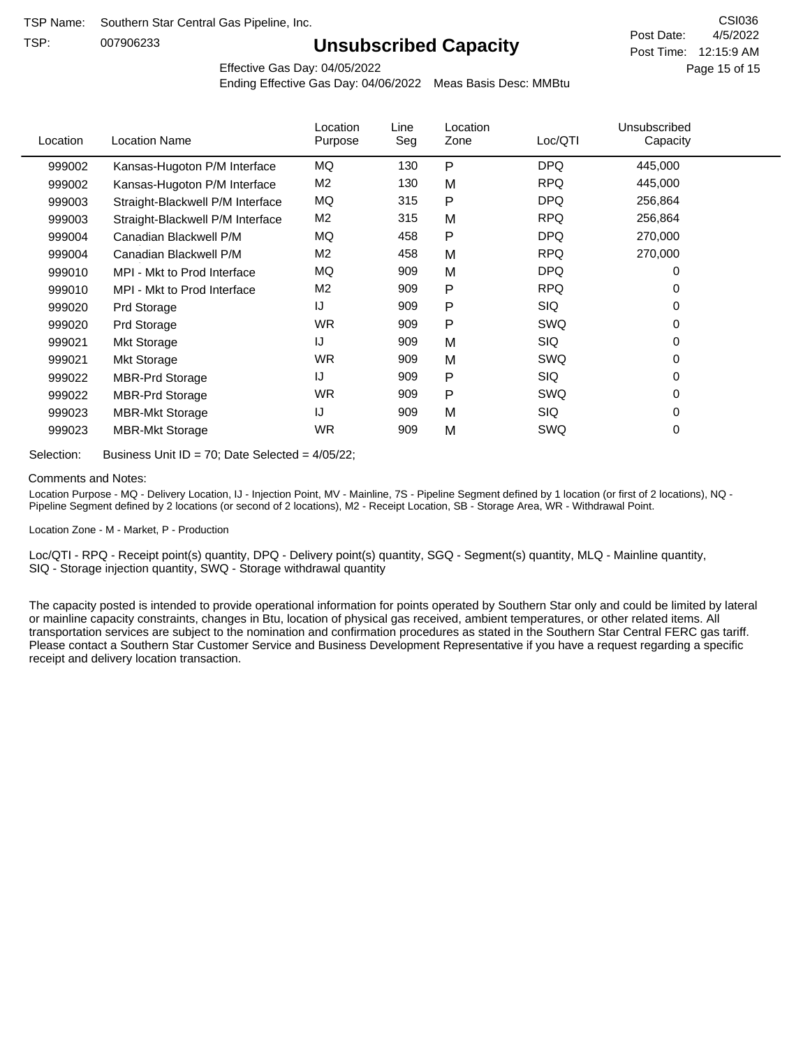TSP Name: Southern Star Central Gas Pipeline, Inc.

TSP: 007906233

# Unsubscribed Capacity

CSI036

Post Date: 4/5/2022

Post Time: 12:15:9 AM

Effective Gas Day: 04/05/2022

Ending Effective Gas Day: 04/06/2022 Meas Basis Desc: MMBtu

| Location | Location Name | Location Purpose | Line Seg | Location Zone | Loc/QTI | Unsubscribed Capacity |
|---|---|---|---|---|---|---|
| 999002 | Kansas-Hugoton P/M Interface | MQ | 130 | P | DPQ | 445,000 |
| 999002 | Kansas-Hugoton P/M Interface | M2 | 130 | M | RPQ | 445,000 |
| 999003 | Straight-Blackwell P/M Interface | MQ | 315 | P | DPQ | 256,864 |
| 999003 | Straight-Blackwell P/M Interface | M2 | 315 | M | RPQ | 256,864 |
| 999004 | Canadian Blackwell P/M | MQ | 458 | P | DPQ | 270,000 |
| 999004 | Canadian Blackwell P/M | M2 | 458 | M | RPQ | 270,000 |
| 999010 | MPI - Mkt to Prod Interface | MQ | 909 | M | DPQ | 0 |
| 999010 | MPI - Mkt to Prod Interface | M2 | 909 | P | RPQ | 0 |
| 999020 | Prd Storage | IJ | 909 | P | SIQ | 0 |
| 999020 | Prd Storage | WR | 909 | P | SWQ | 0 |
| 999021 | Mkt Storage | IJ | 909 | M | SIQ | 0 |
| 999021 | Mkt Storage | WR | 909 | M | SWQ | 0 |
| 999022 | MBR-Prd Storage | IJ | 909 | P | SIQ | 0 |
| 999022 | MBR-Prd Storage | WR | 909 | P | SWQ | 0 |
| 999023 | MBR-Mkt Storage | IJ | 909 | M | SIQ | 0 |
| 999023 | MBR-Mkt Storage | WR | 909 | M | SWQ | 0 |

Selection: Business Unit ID = 70; Date Selected = 4/05/22;

Comments and Notes:

Location Purpose - MQ - Delivery Location, IJ - Injection Point, MV - Mainline, 7S - Pipeline Segment defined by 1 location (or first of 2 locations), NQ - Pipeline Segment defined by 2 locations (or second of 2 locations), M2 - Receipt Location, SB - Storage Area, WR - Withdrawal Point.

Location Zone - M - Market, P - Production

Loc/QTI - RPQ - Receipt point(s) quantity, DPQ - Delivery point(s) quantity, SGQ - Segment(s) quantity, MLQ - Mainline quantity, SIQ - Storage injection quantity, SWQ - Storage withdrawal quantity

The capacity posted is intended to provide operational information for points operated by Southern Star only and could be limited by lateral or mainline capacity constraints, changes in Btu, location of physical gas received, ambient temperatures, or other related items. All transportation services are subject to the nomination and confirmation procedures as stated in the Southern Star Central FERC gas tariff. Please contact a Southern Star Customer Service and Business Development Representative if you have a request regarding a specific receipt and delivery location transaction.